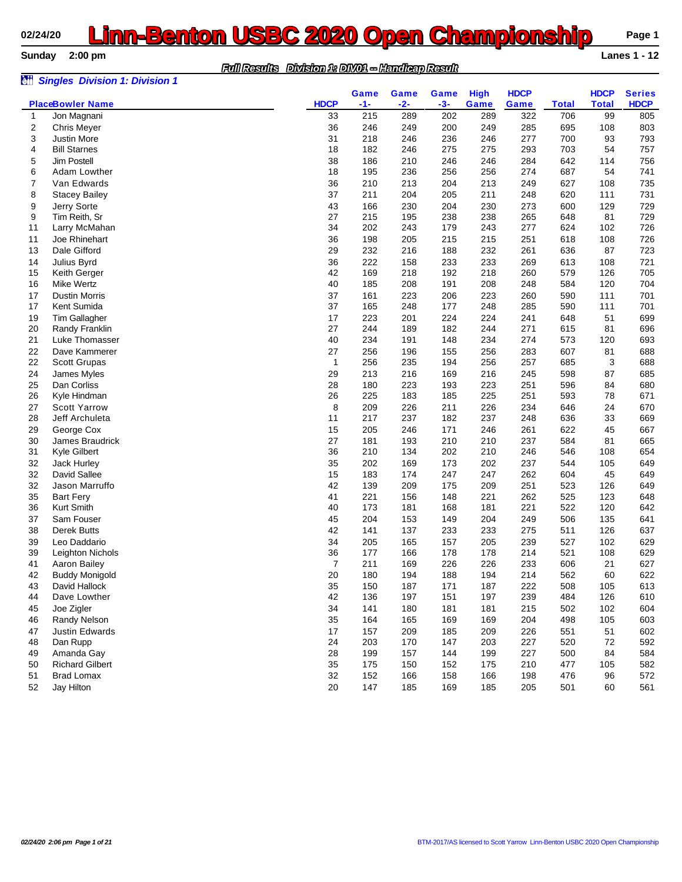# Linn-Benton USBC 2020 Open Championship

02/24/20

**Sunday 2:00 pm** — **Lanes 1 - 12**

*Full Results Division 1: DIV01 -- Handicap Result*

### *Singles Division 1: Division 1*

| Place | Bowler Name | HDCP | Game -1- | Game -2- | Game -3- | High Game | HDCP Game | Total | HDCP Total | Series HDCP |
|---|---|---|---|---|---|---|---|---|---|---|
| 1 | Jon Magnani | 33 | 215 | 289 | 202 | 289 | 322 | 706 | 99 | 805 |
| 2 | Chris Meyer | 36 | 246 | 249 | 200 | 249 | 285 | 695 | 108 | 803 |
| 3 | Justin More | 31 | 218 | 246 | 236 | 246 | 277 | 700 | 93 | 793 |
| 4 | Bill Starnes | 18 | 182 | 246 | 275 | 275 | 293 | 703 | 54 | 757 |
| 5 | Jim Postell | 38 | 186 | 210 | 246 | 246 | 284 | 642 | 114 | 756 |
| 6 | Adam Lowther | 18 | 195 | 236 | 256 | 256 | 274 | 687 | 54 | 741 |
| 7 | Van Edwards | 36 | 210 | 213 | 204 | 213 | 249 | 627 | 108 | 735 |
| 8 | Stacey Bailey | 37 | 211 | 204 | 205 | 211 | 248 | 620 | 111 | 731 |
| 9 | Jerry Sorte | 43 | 166 | 230 | 204 | 230 | 273 | 600 | 129 | 729 |
| 9 | Tim Reith, Sr | 27 | 215 | 195 | 238 | 238 | 265 | 648 | 81 | 729 |
| 11 | Larry McMahan | 34 | 202 | 243 | 179 | 243 | 277 | 624 | 102 | 726 |
| 11 | Joe Rhinehart | 36 | 198 | 205 | 215 | 215 | 251 | 618 | 108 | 726 |
| 13 | Dale Gifford | 29 | 232 | 216 | 188 | 232 | 261 | 636 | 87 | 723 |
| 14 | Julius Byrd | 36 | 222 | 158 | 233 | 233 | 269 | 613 | 108 | 721 |
| 15 | Keith Gerger | 42 | 169 | 218 | 192 | 218 | 260 | 579 | 126 | 705 |
| 16 | Mike Wertz | 40 | 185 | 208 | 191 | 208 | 248 | 584 | 120 | 704 |
| 17 | Dustin Morris | 37 | 161 | 223 | 206 | 223 | 260 | 590 | 111 | 701 |
| 17 | Kent Sumida | 37 | 165 | 248 | 177 | 248 | 285 | 590 | 111 | 701 |
| 19 | Tim Gallagher | 17 | 223 | 201 | 224 | 224 | 241 | 648 | 51 | 699 |
| 20 | Randy Franklin | 27 | 244 | 189 | 182 | 244 | 271 | 615 | 81 | 696 |
| 21 | Luke Thomasser | 40 | 234 | 191 | 148 | 234 | 274 | 573 | 120 | 693 |
| 22 | Dave Kammerer | 27 | 256 | 196 | 155 | 256 | 283 | 607 | 81 | 688 |
| 22 | Scott Grupas | 1 | 256 | 235 | 194 | 256 | 257 | 685 | 3 | 688 |
| 24 | James Myles | 29 | 213 | 216 | 169 | 216 | 245 | 598 | 87 | 685 |
| 25 | Dan Corliss | 28 | 180 | 223 | 193 | 223 | 251 | 596 | 84 | 680 |
| 26 | Kyle Hindman | 26 | 225 | 183 | 185 | 225 | 251 | 593 | 78 | 671 |
| 27 | Scott Yarrow | 8 | 209 | 226 | 211 | 226 | 234 | 646 | 24 | 670 |
| 28 | Jeff Archuleta | 11 | 217 | 237 | 182 | 237 | 248 | 636 | 33 | 669 |
| 29 | George Cox | 15 | 205 | 246 | 171 | 246 | 261 | 622 | 45 | 667 |
| 30 | James Braudrick | 27 | 181 | 193 | 210 | 210 | 237 | 584 | 81 | 665 |
| 31 | Kyle Gilbert | 36 | 210 | 134 | 202 | 210 | 246 | 546 | 108 | 654 |
| 32 | Jack Hurley | 35 | 202 | 169 | 173 | 202 | 237 | 544 | 105 | 649 |
| 32 | David Sallee | 15 | 183 | 174 | 247 | 247 | 262 | 604 | 45 | 649 |
| 32 | Jason Marruffo | 42 | 139 | 209 | 175 | 209 | 251 | 523 | 126 | 649 |
| 35 | Bart Fery | 41 | 221 | 156 | 148 | 221 | 262 | 525 | 123 | 648 |
| 36 | Kurt Smith | 40 | 173 | 181 | 168 | 181 | 221 | 522 | 120 | 642 |
| 37 | Sam Fouser | 45 | 204 | 153 | 149 | 204 | 249 | 506 | 135 | 641 |
| 38 | Derek Butts | 42 | 141 | 137 | 233 | 233 | 275 | 511 | 126 | 637 |
| 39 | Leo Daddario | 34 | 205 | 165 | 157 | 205 | 239 | 527 | 102 | 629 |
| 39 | Leighton Nichols | 36 | 177 | 166 | 178 | 178 | 214 | 521 | 108 | 629 |
| 41 | Aaron Bailey | 7 | 211 | 169 | 226 | 226 | 233 | 606 | 21 | 627 |
| 42 | Buddy Monigold | 20 | 180 | 194 | 188 | 194 | 214 | 562 | 60 | 622 |
| 43 | David Hallock | 35 | 150 | 187 | 171 | 187 | 222 | 508 | 105 | 613 |
| 44 | Dave Lowther | 42 | 136 | 197 | 151 | 197 | 239 | 484 | 126 | 610 |
| 45 | Joe Zigler | 34 | 141 | 180 | 181 | 181 | 215 | 502 | 102 | 604 |
| 46 | Randy Nelson | 35 | 164 | 165 | 169 | 169 | 204 | 498 | 105 | 603 |
| 47 | Justin Edwards | 17 | 157 | 209 | 185 | 209 | 226 | 551 | 51 | 602 |
| 48 | Dan Rupp | 24 | 203 | 170 | 147 | 203 | 227 | 520 | 72 | 592 |
| 49 | Amanda Gay | 28 | 199 | 157 | 144 | 199 | 227 | 500 | 84 | 584 |
| 50 | Richard Gilbert | 35 | 175 | 150 | 152 | 175 | 210 | 477 | 105 | 582 |
| 51 | Brad Lomax | 32 | 152 | 166 | 158 | 166 | 198 | 476 | 96 | 572 |
| 52 | Jay Hilton | 20 | 147 | 185 | 169 | 185 | 205 | 501 | 60 | 561 |

*02/24/20 2:06 pm*

BTM-2017/AS licensed to Scott Yarrow Linn-Benton USBC 2020 Open Championship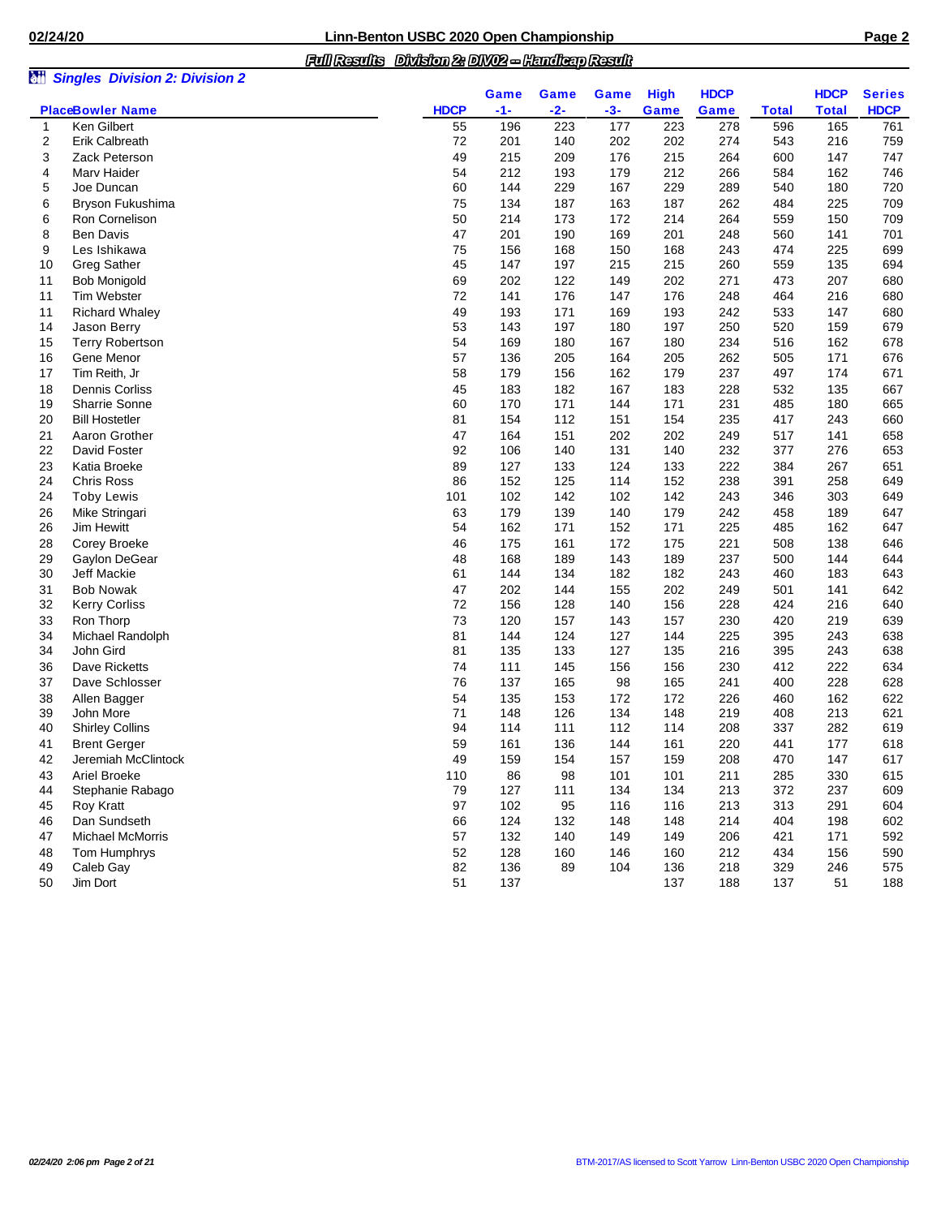## Full Results Division 2: DIV02 -- Handicap Result

### *Singles Division 2: Division 2*

| Place | Bowler Name | HDCP | Game -1- | Game -2- | Game -3- | High Game | HDCP Game | Total | HDCP Total | Series HDCP |
|---|---|---|---|---|---|---|---|---|---|---|
| 1 | Ken Gilbert | 55 | 196 | 223 | 177 | 223 | 278 | 596 | 165 | 761 |
| 2 | Erik Calbreath | 72 | 201 | 140 | 202 | 202 | 274 | 543 | 216 | 759 |
| 3 | Zack Peterson | 49 | 215 | 209 | 176 | 215 | 264 | 600 | 147 | 747 |
| 4 | Marv Haider | 54 | 212 | 193 | 179 | 212 | 266 | 584 | 162 | 746 |
| 5 | Joe Duncan | 60 | 144 | 229 | 167 | 229 | 289 | 540 | 180 | 720 |
| 6 | Bryson Fukushima | 75 | 134 | 187 | 163 | 187 | 262 | 484 | 225 | 709 |
| 6 | Ron Cornelison | 50 | 214 | 173 | 172 | 214 | 264 | 559 | 150 | 709 |
| 8 | Ben Davis | 47 | 201 | 190 | 169 | 201 | 248 | 560 | 141 | 701 |
| 9 | Les Ishikawa | 75 | 156 | 168 | 150 | 168 | 243 | 474 | 225 | 699 |
| 10 | Greg Sather | 45 | 147 | 197 | 215 | 215 | 260 | 559 | 135 | 694 |
| 11 | Bob Monigold | 69 | 202 | 122 | 149 | 202 | 271 | 473 | 207 | 680 |
| 11 | Tim Webster | 72 | 141 | 176 | 147 | 176 | 248 | 464 | 216 | 680 |
| 11 | Richard Whaley | 49 | 193 | 171 | 169 | 193 | 242 | 533 | 147 | 680 |
| 14 | Jason Berry | 53 | 143 | 197 | 180 | 197 | 250 | 520 | 159 | 679 |
| 15 | Terry Robertson | 54 | 169 | 180 | 167 | 180 | 234 | 516 | 162 | 678 |
| 16 | Gene Menor | 57 | 136 | 205 | 164 | 205 | 262 | 505 | 171 | 676 |
| 17 | Tim Reith, Jr | 58 | 179 | 156 | 162 | 179 | 237 | 497 | 174 | 671 |
| 18 | Dennis Corliss | 45 | 183 | 182 | 167 | 183 | 228 | 532 | 135 | 667 |
| 19 | Sharrie Sonne | 60 | 170 | 171 | 144 | 171 | 231 | 485 | 180 | 665 |
| 20 | Bill Hostetler | 81 | 154 | 112 | 151 | 154 | 235 | 417 | 243 | 660 |
| 21 | Aaron Grother | 47 | 164 | 151 | 202 | 202 | 249 | 517 | 141 | 658 |
| 22 | David Foster | 92 | 106 | 140 | 131 | 140 | 232 | 377 | 276 | 653 |
| 23 | Katia Broeke | 89 | 127 | 133 | 124 | 133 | 222 | 384 | 267 | 651 |
| 24 | Chris Ross | 86 | 152 | 125 | 114 | 152 | 238 | 391 | 258 | 649 |
| 24 | Toby Lewis | 101 | 102 | 142 | 102 | 142 | 243 | 346 | 303 | 649 |
| 26 | Mike Stringari | 63 | 179 | 139 | 140 | 179 | 242 | 458 | 189 | 647 |
| 26 | Jim Hewitt | 54 | 162 | 171 | 152 | 171 | 225 | 485 | 162 | 647 |
| 28 | Corey Broeke | 46 | 175 | 161 | 172 | 175 | 221 | 508 | 138 | 646 |
| 29 | Gaylon DeGear | 48 | 168 | 189 | 143 | 189 | 237 | 500 | 144 | 644 |
| 30 | Jeff Mackie | 61 | 144 | 134 | 182 | 182 | 243 | 460 | 183 | 643 |
| 31 | Bob Nowak | 47 | 202 | 144 | 155 | 202 | 249 | 501 | 141 | 642 |
| 32 | Kerry Corliss | 72 | 156 | 128 | 140 | 156 | 228 | 424 | 216 | 640 |
| 33 | Ron Thorp | 73 | 120 | 157 | 143 | 157 | 230 | 420 | 219 | 639 |
| 34 | Michael Randolph | 81 | 144 | 124 | 127 | 144 | 225 | 395 | 243 | 638 |
| 34 | John Gird | 81 | 135 | 133 | 127 | 135 | 216 | 395 | 243 | 638 |
| 36 | Dave Ricketts | 74 | 111 | 145 | 156 | 156 | 230 | 412 | 222 | 634 |
| 37 | Dave Schlosser | 76 | 137 | 165 | 98 | 165 | 241 | 400 | 228 | 628 |
| 38 | Allen Bagger | 54 | 135 | 153 | 172 | 172 | 226 | 460 | 162 | 622 |
| 39 | John More | 71 | 148 | 126 | 134 | 148 | 219 | 408 | 213 | 621 |
| 40 | Shirley Collins | 94 | 114 | 111 | 112 | 114 | 208 | 337 | 282 | 619 |
| 41 | Brent Gerger | 59 | 161 | 136 | 144 | 161 | 220 | 441 | 177 | 618 |
| 42 | Jeremiah McClintock | 49 | 159 | 154 | 157 | 159 | 208 | 470 | 147 | 617 |
| 43 | Ariel Broeke | 110 | 86 | 98 | 101 | 101 | 211 | 285 | 330 | 615 |
| 44 | Stephanie Rabago | 79 | 127 | 111 | 134 | 134 | 213 | 372 | 237 | 609 |
| 45 | Roy Kratt | 97 | 102 | 95 | 116 | 116 | 213 | 313 | 291 | 604 |
| 46 | Dan Sundseth | 66 | 124 | 132 | 148 | 148 | 214 | 404 | 198 | 602 |
| 47 | Michael McMorris | 57 | 132 | 140 | 149 | 149 | 206 | 421 | 171 | 592 |
| 48 | Tom Humphrys | 52 | 128 | 160 | 146 | 160 | 212 | 434 | 156 | 590 |
| 49 | Caleb Gay | 82 | 136 | 89 | 104 | 136 | 218 | 329 | 246 | 575 |
| 50 | Jim Dort | 51 | 137 | | | 137 | 188 | 137 | 51 | 188 |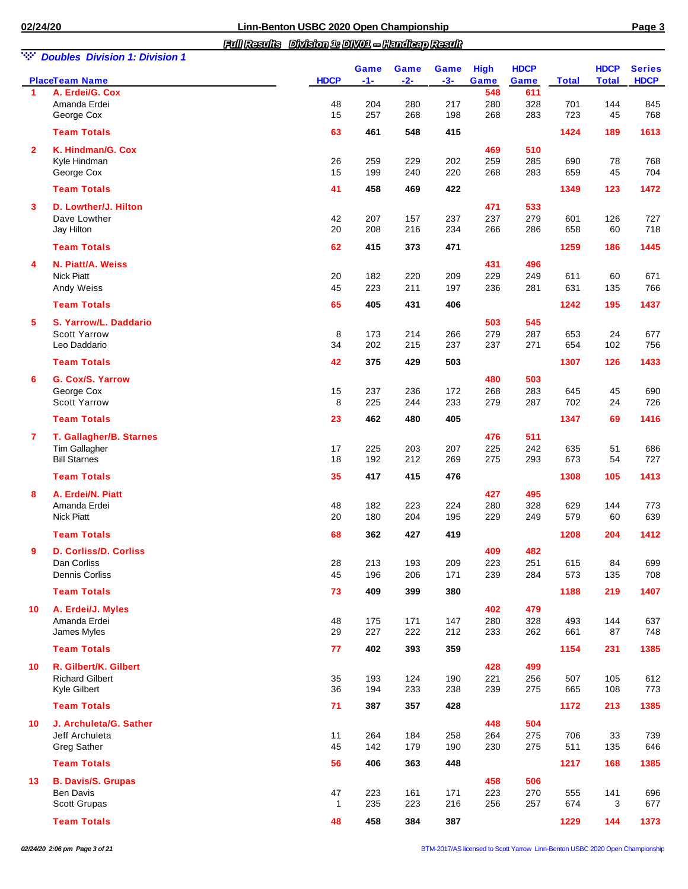## Full Results Division 1: DIV01 -- Handicap Result

### Doubles Division 1: Division 1

| Place | Team Name | HDCP | Game -1- | Game -2- | Game -3- | High Game | HDCP Game | Total | HDCP Total | Series HDCP |
|---|---|---|---|---|---|---|---|---|---|---|
| 1 | **A. Erdei/G. Cox** | | | | | 548 | 611 | | | |
| | Amanda Erdei | 48 | 204 | 280 | 217 | 280 | 328 | 701 | 144 | 845 |
| | George Cox | 15 | 257 | 268 | 198 | 268 | 283 | 723 | 45 | 768 |
| | **Team Totals** | 63 | 461 | 548 | 415 | | | 1424 | 189 | 1613 |
| 2 | **K. Hindman/G. Cox** | | | | | 469 | 510 | | | |
| | Kyle Hindman | 26 | 259 | 229 | 202 | 259 | 285 | 690 | 78 | 768 |
| | George Cox | 15 | 199 | 240 | 220 | 268 | 283 | 659 | 45 | 704 |
| | **Team Totals** | 41 | 458 | 469 | 422 | | | 1349 | 123 | 1472 |
| 3 | **D. Lowther/J. Hilton** | | | | | 471 | 533 | | | |
| | Dave Lowther | 42 | 207 | 157 | 237 | 237 | 279 | 601 | 126 | 727 |
| | Jay Hilton | 20 | 208 | 216 | 234 | 266 | 286 | 658 | 60 | 718 |
| | **Team Totals** | 62 | 415 | 373 | 471 | | | 1259 | 186 | 1445 |
| 4 | **N. Piatt/A. Weiss** | | | | | 431 | 496 | | | |
| | Nick Piatt | 20 | 182 | 220 | 209 | 229 | 249 | 611 | 60 | 671 |
| | Andy Weiss | 45 | 223 | 211 | 197 | 236 | 281 | 631 | 135 | 766 |
| | **Team Totals** | 65 | 405 | 431 | 406 | | | 1242 | 195 | 1437 |
| 5 | **S. Yarrow/L. Daddario** | | | | | 503 | 545 | | | |
| | Scott Yarrow | 8 | 173 | 214 | 266 | 279 | 287 | 653 | 24 | 677 |
| | Leo Daddario | 34 | 202 | 215 | 237 | 237 | 271 | 654 | 102 | 756 |
| | **Team Totals** | 42 | 375 | 429 | 503 | | | 1307 | 126 | 1433 |
| 6 | **G. Cox/S. Yarrow** | | | | | 480 | 503 | | | |
| | George Cox | 15 | 237 | 236 | 172 | 268 | 283 | 645 | 45 | 690 |
| | Scott Yarrow | 8 | 225 | 244 | 233 | 279 | 287 | 702 | 24 | 726 |
| | **Team Totals** | 23 | 462 | 480 | 405 | | | 1347 | 69 | 1416 |
| 7 | **T. Gallagher/B. Starnes** | | | | | 476 | 511 | | | |
| | Tim Gallagher | 17 | 225 | 203 | 207 | 225 | 242 | 635 | 51 | 686 |
| | Bill Starnes | 18 | 192 | 212 | 269 | 275 | 293 | 673 | 54 | 727 |
| | **Team Totals** | 35 | 417 | 415 | 476 | | | 1308 | 105 | 1413 |
| 8 | **A. Erdei/N. Piatt** | | | | | 427 | 495 | | | |
| | Amanda Erdei | 48 | 182 | 223 | 224 | 280 | 328 | 629 | 144 | 773 |
| | Nick Piatt | 20 | 180 | 204 | 195 | 229 | 249 | 579 | 60 | 639 |
| | **Team Totals** | 68 | 362 | 427 | 419 | | | 1208 | 204 | 1412 |
| 9 | **D. Corliss/D. Corliss** | | | | | 409 | 482 | | | |
| | Dan Corliss | 28 | 213 | 193 | 209 | 223 | 251 | 615 | 84 | 699 |
| | Dennis Corliss | 45 | 196 | 206 | 171 | 239 | 284 | 573 | 135 | 708 |
| | **Team Totals** | 73 | 409 | 399 | 380 | | | 1188 | 219 | 1407 |
| 10 | **A. Erdei/J. Myles** | | | | | 402 | 479 | | | |
| | Amanda Erdei | 48 | 175 | 171 | 147 | 280 | 328 | 493 | 144 | 637 |
| | James Myles | 29 | 227 | 222 | 212 | 233 | 262 | 661 | 87 | 748 |
| | **Team Totals** | 77 | 402 | 393 | 359 | | | 1154 | 231 | 1385 |
| 10 | **R. Gilbert/K. Gilbert** | | | | | 428 | 499 | | | |
| | Richard Gilbert | 35 | 193 | 124 | 190 | 221 | 256 | 507 | 105 | 612 |
| | Kyle Gilbert | 36 | 194 | 233 | 238 | 239 | 275 | 665 | 108 | 773 |
| | **Team Totals** | 71 | 387 | 357 | 428 | | | 1172 | 213 | 1385 |
| 10 | **J. Archuleta/G. Sather** | | | | | 448 | 504 | | | |
| | Jeff Archuleta | 11 | 264 | 184 | 258 | 264 | 275 | 706 | 33 | 739 |
| | Greg Sather | 45 | 142 | 179 | 190 | 230 | 275 | 511 | 135 | 646 |
| | **Team Totals** | 56 | 406 | 363 | 448 | | | 1217 | 168 | 1385 |
| 13 | **B. Davis/S. Grupas** | | | | | 458 | 506 | | | |
| | Ben Davis | 47 | 223 | 161 | 171 | 223 | 270 | 555 | 141 | 696 |
| | Scott Grupas | 1 | 235 | 223 | 216 | 256 | 257 | 674 | 3 | 677 |
| | **Team Totals** | 48 | 458 | 384 | 387 | | | 1229 | 144 | 1373 |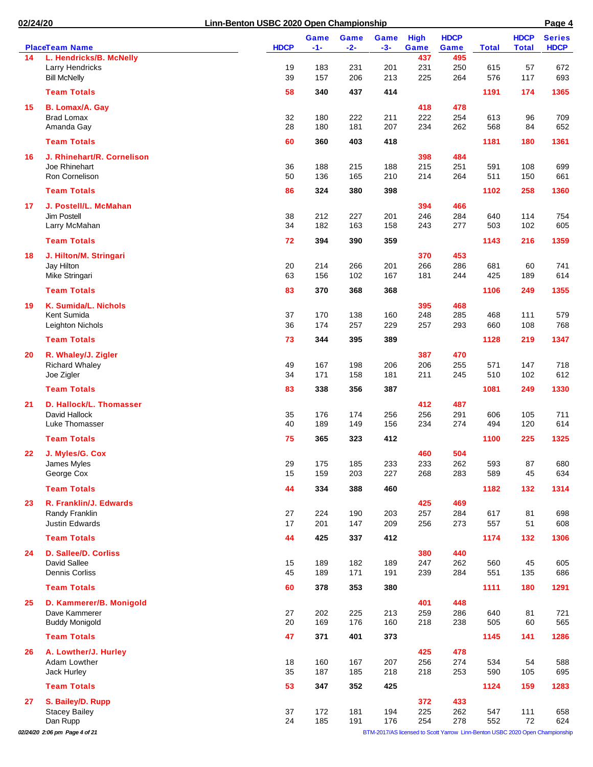## Linn-Benton USBC 2020 Open Championship

| Place | Team Name | HDCP | Game -1- | Game -2- | Game -3- | High Game | HDCP Game | Total | HDCP Total | Series HDCP |
|---|---|---|---|---|---|---|---|---|---|---|
| 14 | **L. Hendricks/B. McNelly** | | | | | 437 | 495 | | | |
| | Larry Hendricks | 19 | 183 | 231 | 201 | 231 | 250 | 615 | 57 | 672 |
| | Bill McNelly | 39 | 157 | 206 | 213 | 225 | 264 | 576 | 117 | 693 |
| | **Team Totals** | 58 | 340 | 437 | 414 | | | 1191 | 174 | 1365 |
| 15 | **B. Lomax/A. Gay** | | | | | 418 | 478 | | | |
| | Brad Lomax | 32 | 180 | 222 | 211 | 222 | 254 | 613 | 96 | 709 |
| | Amanda Gay | 28 | 180 | 181 | 207 | 234 | 262 | 568 | 84 | 652 |
| | **Team Totals** | 60 | 360 | 403 | 418 | | | 1181 | 180 | 1361 |
| 16 | **J. Rhinehart/R. Cornelison** | | | | | 398 | 484 | | | |
| | Joe Rhinehart | 36 | 188 | 215 | 188 | 215 | 251 | 591 | 108 | 699 |
| | Ron Cornelison | 50 | 136 | 165 | 210 | 214 | 264 | 511 | 150 | 661 |
| | **Team Totals** | 86 | 324 | 380 | 398 | | | 1102 | 258 | 1360 |
| 17 | **J. Postell/L. McMahan** | | | | | 394 | 466 | | | |
| | Jim Postell | 38 | 212 | 227 | 201 | 246 | 284 | 640 | 114 | 754 |
| | Larry McMahan | 34 | 182 | 163 | 158 | 243 | 277 | 503 | 102 | 605 |
| | **Team Totals** | 72 | 394 | 390 | 359 | | | 1143 | 216 | 1359 |
| 18 | **J. Hilton/M. Stringari** | | | | | 370 | 453 | | | |
| | Jay Hilton | 20 | 214 | 266 | 201 | 266 | 286 | 681 | 60 | 741 |
| | Mike Stringari | 63 | 156 | 102 | 167 | 181 | 244 | 425 | 189 | 614 |
| | **Team Totals** | 83 | 370 | 368 | 368 | | | 1106 | 249 | 1355 |
| 19 | **K. Sumida/L. Nichols** | | | | | 395 | 468 | | | |
| | Kent Sumida | 37 | 170 | 138 | 160 | 248 | 285 | 468 | 111 | 579 |
| | Leighton Nichols | 36 | 174 | 257 | 229 | 257 | 293 | 660 | 108 | 768 |
| | **Team Totals** | 73 | 344 | 395 | 389 | | | 1128 | 219 | 1347 |
| 20 | **R. Whaley/J. Zigler** | | | | | 387 | 470 | | | |
| | Richard Whaley | 49 | 167 | 198 | 206 | 206 | 255 | 571 | 147 | 718 |
| | Joe Zigler | 34 | 171 | 158 | 181 | 211 | 245 | 510 | 102 | 612 |
| | **Team Totals** | 83 | 338 | 356 | 387 | | | 1081 | 249 | 1330 |
| 21 | **D. Hallock/L. Thomasser** | | | | | 412 | 487 | | | |
| | David Hallock | 35 | 176 | 174 | 256 | 256 | 291 | 606 | 105 | 711 |
| | Luke Thomasser | 40 | 189 | 149 | 156 | 234 | 274 | 494 | 120 | 614 |
| | **Team Totals** | 75 | 365 | 323 | 412 | | | 1100 | 225 | 1325 |
| 22 | **J. Myles/G. Cox** | | | | | 460 | 504 | | | |
| | James Myles | 29 | 175 | 185 | 233 | 233 | 262 | 593 | 87 | 680 |
| | George Cox | 15 | 159 | 203 | 227 | 268 | 283 | 589 | 45 | 634 |
| | **Team Totals** | 44 | 334 | 388 | 460 | | | 1182 | 132 | 1314 |
| 23 | **R. Franklin/J. Edwards** | | | | | 425 | 469 | | | |
| | Randy Franklin | 27 | 224 | 190 | 203 | 257 | 284 | 617 | 81 | 698 |
| | Justin Edwards | 17 | 201 | 147 | 209 | 256 | 273 | 557 | 51 | 608 |
| | **Team Totals** | 44 | 425 | 337 | 412 | | | 1174 | 132 | 1306 |
| 24 | **D. Sallee/D. Corliss** | | | | | 380 | 440 | | | |
| | David Sallee | 15 | 189 | 182 | 189 | 247 | 262 | 560 | 45 | 605 |
| | Dennis Corliss | 45 | 189 | 171 | 191 | 239 | 284 | 551 | 135 | 686 |
| | **Team Totals** | 60 | 378 | 353 | 380 | | | 1111 | 180 | 1291 |
| 25 | **D. Kammerer/B. Monigold** | | | | | 401 | 448 | | | |
| | Dave Kammerer | 27 | 202 | 225 | 213 | 259 | 286 | 640 | 81 | 721 |
| | Buddy Monigold | 20 | 169 | 176 | 160 | 218 | 238 | 505 | 60 | 565 |
| | **Team Totals** | 47 | 371 | 401 | 373 | | | 1145 | 141 | 1286 |
| 26 | **A. Lowther/J. Hurley** | | | | | 425 | 478 | | | |
| | Adam Lowther | 18 | 160 | 167 | 207 | 256 | 274 | 534 | 54 | 588 |
| | Jack Hurley | 35 | 187 | 185 | 218 | 218 | 253 | 590 | 105 | 695 |
| | **Team Totals** | 53 | 347 | 352 | 425 | | | 1124 | 159 | 1283 |
| 27 | **S. Bailey/D. Rupp** | | | | | 372 | 433 | | | |
| | Stacey Bailey | 37 | 172 | 181 | 194 | 225 | 262 | 547 | 111 | 658 |
| | Dan Rupp | 24 | 185 | 191 | 176 | 254 | 278 | 552 | 72 | 624 |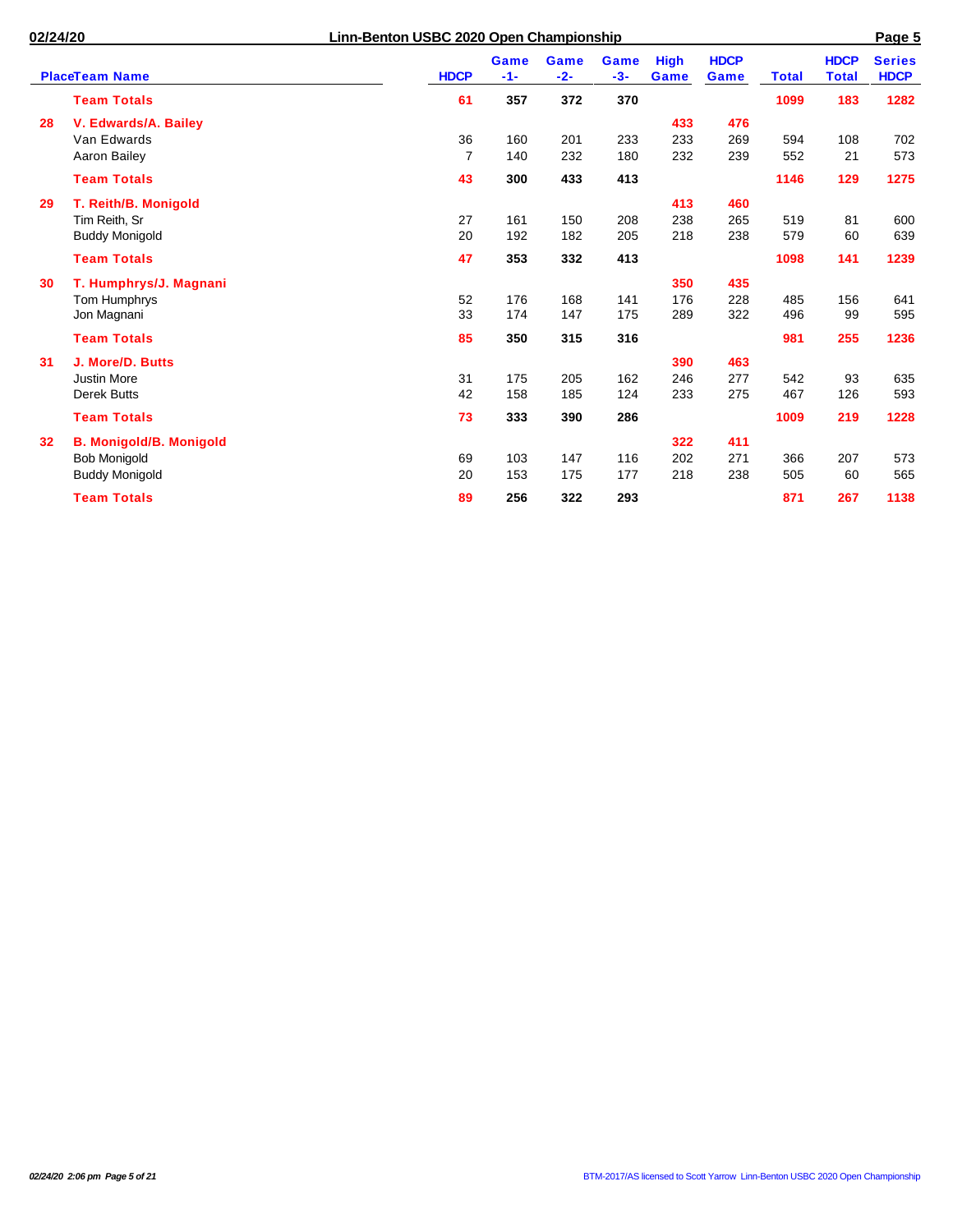| Place | Team Name | HDCP | Game -1- | Game -2- | Game -3- | High Game | HDCP Game | Total | HDCP Total | Series HDCP |
|---|---|---|---|---|---|---|---|---|---|---|
| | **Team Totals** | **61** | **357** | **372** | **370** | | | **1099** | **183** | **1282** |
| **28** | **V. Edwards/A. Bailey** | | | | | **433** | **476** | | | |
| | Van Edwards | 36 | 160 | 201 | 233 | 233 | 269 | 594 | 108 | 702 |
| | Aaron Bailey | 7 | 140 | 232 | 180 | 232 | 239 | 552 | 21 | 573 |
| | **Team Totals** | **43** | **300** | **433** | **413** | | | **1146** | **129** | **1275** |
| **29** | **T. Reith/B. Monigold** | | | | | **413** | **460** | | | |
| | Tim Reith, Sr | 27 | 161 | 150 | 208 | 238 | 265 | 519 | 81 | 600 |
| | Buddy Monigold | 20 | 192 | 182 | 205 | 218 | 238 | 579 | 60 | 639 |
| | **Team Totals** | **47** | **353** | **332** | **413** | | | **1098** | **141** | **1239** |
| **30** | **T. Humphrys/J. Magnani** | | | | | **350** | **435** | | | |
| | Tom Humphrys | 52 | 176 | 168 | 141 | 176 | 228 | 485 | 156 | 641 |
| | Jon Magnani | 33 | 174 | 147 | 175 | 289 | 322 | 496 | 99 | 595 |
| | **Team Totals** | **85** | **350** | **315** | **316** | | | **981** | **255** | **1236** |
| **31** | **J. More/D. Butts** | | | | | **390** | **463** | | | |
| | Justin More | 31 | 175 | 205 | 162 | 246 | 277 | 542 | 93 | 635 |
| | Derek Butts | 42 | 158 | 185 | 124 | 233 | 275 | 467 | 126 | 593 |
| | **Team Totals** | **73** | **333** | **390** | **286** | | | **1009** | **219** | **1228** |
| **32** | **B. Monigold/B. Monigold** | | | | | **322** | **411** | | | |
| | Bob Monigold | 69 | 103 | 147 | 116 | 202 | 271 | 366 | 207 | 573 |
| | Buddy Monigold | 20 | 153 | 175 | 177 | 218 | 238 | 505 | 60 | 565 |
| | **Team Totals** | **89** | **256** | **322** | **293** | | | **871** | **267** | **1138** |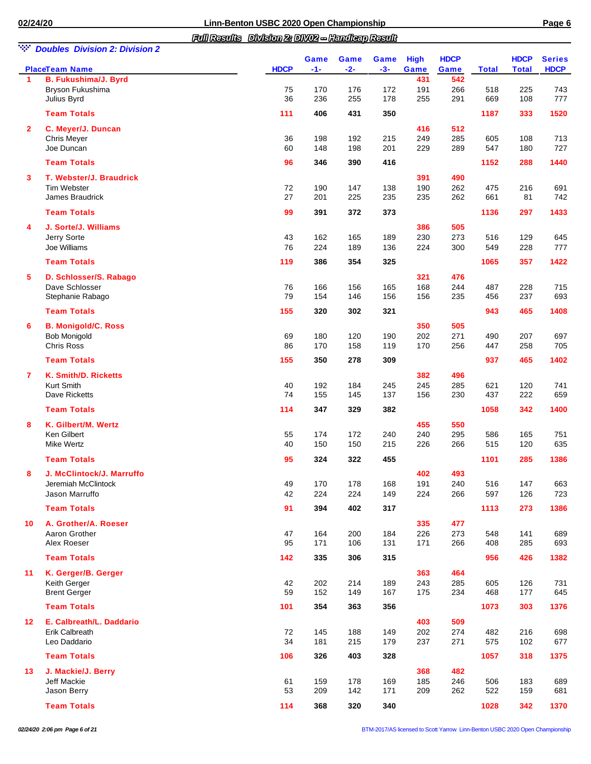## Linn-Benton USBC 2020 Open Championship

### Full Results Division 2: DIV02 -- Handicap Result

### Doubles Division 2: Division 2

| Place | Team Name | HDCP | Game -1- | Game -2- | Game -3- | High Game | HDCP Game | Total | HDCP Total | Series HDCP |
|---|---|---|---|---|---|---|---|---|---|---|
| 1 | **B. Fukushima/J. Byrd** | | | | | 431 | 542 | | | |
| | Bryson Fukushima | 75 | 170 | 176 | 172 | 191 | 266 | 518 | 225 | 743 |
| | Julius Byrd | 36 | 236 | 255 | 178 | 255 | 291 | 669 | 108 | 777 |
| | **Team Totals** | **111** | **406** | **431** | **350** | | | **1187** | **333** | **1520** |
| 2 | **C. Meyer/J. Duncan** | | | | | 416 | 512 | | | |
| | Chris Meyer | 36 | 198 | 192 | 215 | 249 | 285 | 605 | 108 | 713 |
| | Joe Duncan | 60 | 148 | 198 | 201 | 229 | 289 | 547 | 180 | 727 |
| | **Team Totals** | **96** | **346** | **390** | **416** | | | **1152** | **288** | **1440** |
| 3 | **T. Webster/J. Braudrick** | | | | | 391 | 490 | | | |
| | Tim Webster | 72 | 190 | 147 | 138 | 190 | 262 | 475 | 216 | 691 |
| | James Braudrick | 27 | 201 | 225 | 235 | 235 | 262 | 661 | 81 | 742 |
| | **Team Totals** | **99** | **391** | **372** | **373** | | | **1136** | **297** | **1433** |
| 4 | **J. Sorte/J. Williams** | | | | | 386 | 505 | | | |
| | Jerry Sorte | 43 | 162 | 165 | 189 | 230 | 273 | 516 | 129 | 645 |
| | Joe Williams | 76 | 224 | 189 | 136 | 224 | 300 | 549 | 228 | 777 |
| | **Team Totals** | **119** | **386** | **354** | **325** | | | **1065** | **357** | **1422** |
| 5 | **D. Schlosser/S. Rabago** | | | | | 321 | 476 | | | |
| | Dave Schlosser | 76 | 166 | 156 | 165 | 168 | 244 | 487 | 228 | 715 |
| | Stephanie Rabago | 79 | 154 | 146 | 156 | 156 | 235 | 456 | 237 | 693 |
| | **Team Totals** | **155** | **320** | **302** | **321** | | | **943** | **465** | **1408** |
| 6 | **B. Monigold/C. Ross** | | | | | 350 | 505 | | | |
| | Bob Monigold | 69 | 180 | 120 | 190 | 202 | 271 | 490 | 207 | 697 |
| | Chris Ross | 86 | 170 | 158 | 119 | 170 | 256 | 447 | 258 | 705 |
| | **Team Totals** | **155** | **350** | **278** | **309** | | | **937** | **465** | **1402** |
| 7 | **K. Smith/D. Ricketts** | | | | | 382 | 496 | | | |
| | Kurt Smith | 40 | 192 | 184 | 245 | 245 | 285 | 621 | 120 | 741 |
| | Dave Ricketts | 74 | 155 | 145 | 137 | 156 | 230 | 437 | 222 | 659 |
| | **Team Totals** | **114** | **347** | **329** | **382** | | | **1058** | **342** | **1400** |
| 8 | **K. Gilbert/M. Wertz** | | | | | 455 | 550 | | | |
| | Ken Gilbert | 55 | 174 | 172 | 240 | 240 | 295 | 586 | 165 | 751 |
| | Mike Wertz | 40 | 150 | 150 | 215 | 226 | 266 | 515 | 120 | 635 |
| | **Team Totals** | **95** | **324** | **322** | **455** | | | **1101** | **285** | **1386** |
| 8 | **J. McClintock/J. Marruffo** | | | | | 402 | 493 | | | |
| | Jeremiah McClintock | 49 | 170 | 178 | 168 | 191 | 240 | 516 | 147 | 663 |
| | Jason Marruffo | 42 | 224 | 224 | 149 | 224 | 266 | 597 | 126 | 723 |
| | **Team Totals** | **91** | **394** | **402** | **317** | | | **1113** | **273** | **1386** |
| 10 | **A. Grother/A. Roeser** | | | | | 335 | 477 | | | |
| | Aaron Grother | 47 | 164 | 200 | 184 | 226 | 273 | 548 | 141 | 689 |
| | Alex Roeser | 95 | 171 | 106 | 131 | 171 | 266 | 408 | 285 | 693 |
| | **Team Totals** | **142** | **335** | **306** | **315** | | | **956** | **426** | **1382** |
| 11 | **K. Gerger/B. Gerger** | | | | | 363 | 464 | | | |
| | Keith Gerger | 42 | 202 | 214 | 189 | 243 | 285 | 605 | 126 | 731 |
| | Brent Gerger | 59 | 152 | 149 | 167 | 175 | 234 | 468 | 177 | 645 |
| | **Team Totals** | **101** | **354** | **363** | **356** | | | **1073** | **303** | **1376** |
| 12 | **E. Calbreath/L. Daddario** | | | | | 403 | 509 | | | |
| | Erik Calbreath | 72 | 145 | 188 | 149 | 202 | 274 | 482 | 216 | 698 |
| | Leo Daddario | 34 | 181 | 215 | 179 | 237 | 271 | 575 | 102 | 677 |
| | **Team Totals** | **106** | **326** | **403** | **328** | | | **1057** | **318** | **1375** |
| 13 | **J. Mackie/J. Berry** | | | | | 368 | 482 | | | |
| | Jeff Mackie | 61 | 159 | 178 | 169 | 185 | 246 | 506 | 183 | 689 |
| | Jason Berry | 53 | 209 | 142 | 171 | 209 | 262 | 522 | 159 | 681 |
| | **Team Totals** | **114** | **368** | **320** | **340** | | | **1028** | **342** | **1370** |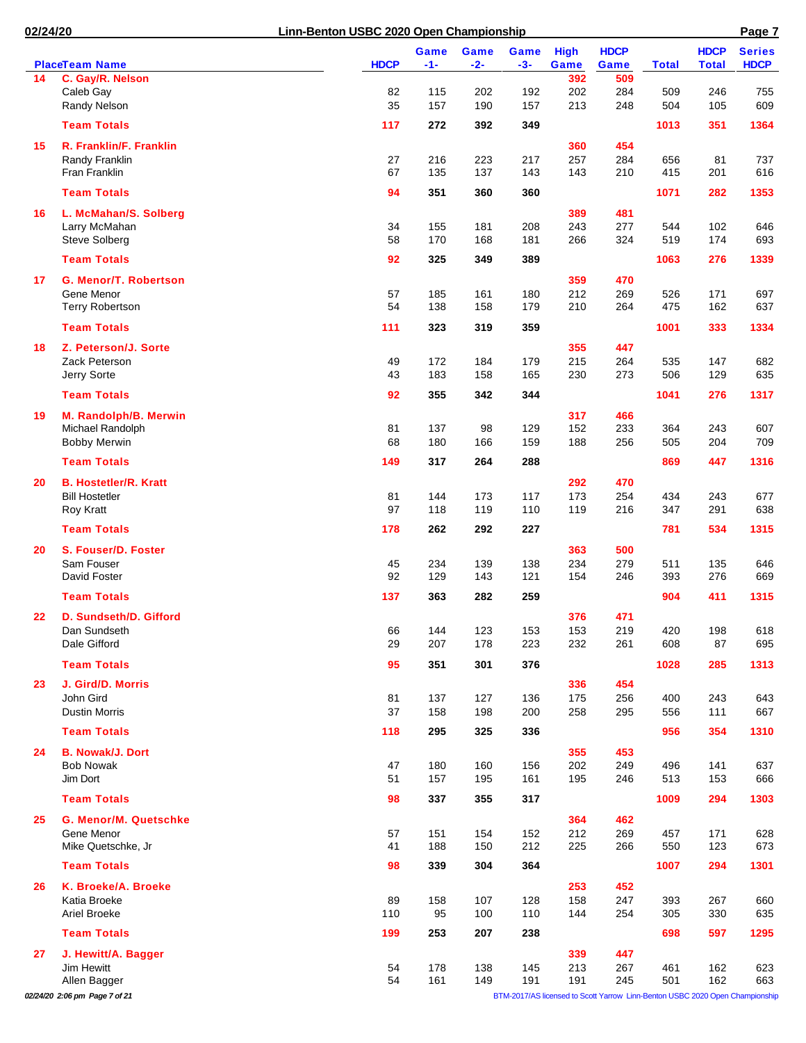| Place | Team Name | HDCP | Game -1- | Game -2- | Game -3- | High Game | HDCP Game | Total | HDCP Total | Series HDCP |
|---|---|---|---|---|---|---|---|---|---|---|
| 14 | **C. Gay/R. Nelson** | | | | | 392 | 509 | | | |
| | Caleb Gay | 82 | 115 | 202 | 192 | 202 | 284 | 509 | 246 | 755 |
| | Randy Nelson | 35 | 157 | 190 | 157 | 213 | 248 | 504 | 105 | 609 |
| | **Team Totals** | 117 | 272 | 392 | 349 | | | 1013 | 351 | 1364 |
| 15 | **R. Franklin/F. Franklin** | | | | | 360 | 454 | | | |
| | Randy Franklin | 27 | 216 | 223 | 217 | 257 | 284 | 656 | 81 | 737 |
| | Fran Franklin | 67 | 135 | 137 | 143 | 143 | 210 | 415 | 201 | 616 |
| | **Team Totals** | 94 | 351 | 360 | 360 | | | 1071 | 282 | 1353 |
| 16 | **L. McMahan/S. Solberg** | | | | | 389 | 481 | | | |
| | Larry McMahan | 34 | 155 | 181 | 208 | 243 | 277 | 544 | 102 | 646 |
| | Steve Solberg | 58 | 170 | 168 | 181 | 266 | 324 | 519 | 174 | 693 |
| | **Team Totals** | 92 | 325 | 349 | 389 | | | 1063 | 276 | 1339 |
| 17 | **G. Menor/T. Robertson** | | | | | 359 | 470 | | | |
| | Gene Menor | 57 | 185 | 161 | 180 | 212 | 269 | 526 | 171 | 697 |
| | Terry Robertson | 54 | 138 | 158 | 179 | 210 | 264 | 475 | 162 | 637 |
| | **Team Totals** | 111 | 323 | 319 | 359 | | | 1001 | 333 | 1334 |
| 18 | **Z. Peterson/J. Sorte** | | | | | 355 | 447 | | | |
| | Zack Peterson | 49 | 172 | 184 | 179 | 215 | 264 | 535 | 147 | 682 |
| | Jerry Sorte | 43 | 183 | 158 | 165 | 230 | 273 | 506 | 129 | 635 |
| | **Team Totals** | 92 | 355 | 342 | 344 | | | 1041 | 276 | 1317 |
| 19 | **M. Randolph/B. Merwin** | | | | | 317 | 466 | | | |
| | Michael Randolph | 81 | 137 | 98 | 129 | 152 | 233 | 364 | 243 | 607 |
| | Bobby Merwin | 68 | 180 | 166 | 159 | 188 | 256 | 505 | 204 | 709 |
| | **Team Totals** | 149 | 317 | 264 | 288 | | | 869 | 447 | 1316 |
| 20 | **B. Hostetler/R. Kratt** | | | | | 292 | 470 | | | |
| | Bill Hostetler | 81 | 144 | 173 | 117 | 173 | 254 | 434 | 243 | 677 |
| | Roy Kratt | 97 | 118 | 119 | 110 | 119 | 216 | 347 | 291 | 638 |
| | **Team Totals** | 178 | 262 | 292 | 227 | | | 781 | 534 | 1315 |
| 20 | **S. Fouser/D. Foster** | | | | | 363 | 500 | | | |
| | Sam Fouser | 45 | 234 | 139 | 138 | 234 | 279 | 511 | 135 | 646 |
| | David Foster | 92 | 129 | 143 | 121 | 154 | 246 | 393 | 276 | 669 |
| | **Team Totals** | 137 | 363 | 282 | 259 | | | 904 | 411 | 1315 |
| 22 | **D. Sundseth/D. Gifford** | | | | | 376 | 471 | | | |
| | Dan Sundseth | 66 | 144 | 123 | 153 | 153 | 219 | 420 | 198 | 618 |
| | Dale Gifford | 29 | 207 | 178 | 223 | 232 | 261 | 608 | 87 | 695 |
| | **Team Totals** | 95 | 351 | 301 | 376 | | | 1028 | 285 | 1313 |
| 23 | **J. Gird/D. Morris** | | | | | 336 | 454 | | | |
| | John Gird | 81 | 137 | 127 | 136 | 175 | 256 | 400 | 243 | 643 |
| | Dustin Morris | 37 | 158 | 198 | 200 | 258 | 295 | 556 | 111 | 667 |
| | **Team Totals** | 118 | 295 | 325 | 336 | | | 956 | 354 | 1310 |
| 24 | **B. Nowak/J. Dort** | | | | | 355 | 453 | | | |
| | Bob Nowak | 47 | 180 | 160 | 156 | 202 | 249 | 496 | 141 | 637 |
| | Jim Dort | 51 | 157 | 195 | 161 | 195 | 246 | 513 | 153 | 666 |
| | **Team Totals** | 98 | 337 | 355 | 317 | | | 1009 | 294 | 1303 |
| 25 | **G. Menor/M. Quetschke** | | | | | 364 | 462 | | | |
| | Gene Menor | 57 | 151 | 154 | 152 | 212 | 269 | 457 | 171 | 628 |
| | Mike Quetschke, Jr | 41 | 188 | 150 | 212 | 225 | 266 | 550 | 123 | 673 |
| | **Team Totals** | 98 | 339 | 304 | 364 | | | 1007 | 294 | 1301 |
| 26 | **K. Broeke/A. Broeke** | | | | | 253 | 452 | | | |
| | Katia Broeke | 89 | 158 | 107 | 128 | 158 | 247 | 393 | 267 | 660 |
| | Ariel Broeke | 110 | 95 | 100 | 110 | 144 | 254 | 305 | 330 | 635 |
| | **Team Totals** | 199 | 253 | 207 | 238 | | | 698 | 597 | 1295 |
| 27 | **J. Hewitt/A. Bagger** | | | | | 339 | 447 | | | |
| | Jim Hewitt | 54 | 178 | 138 | 145 | 213 | 267 | 461 | 162 | 623 |
| | Allen Bagger | 54 | 161 | 149 | 191 | 191 | 245 | 501 | 162 | 663 |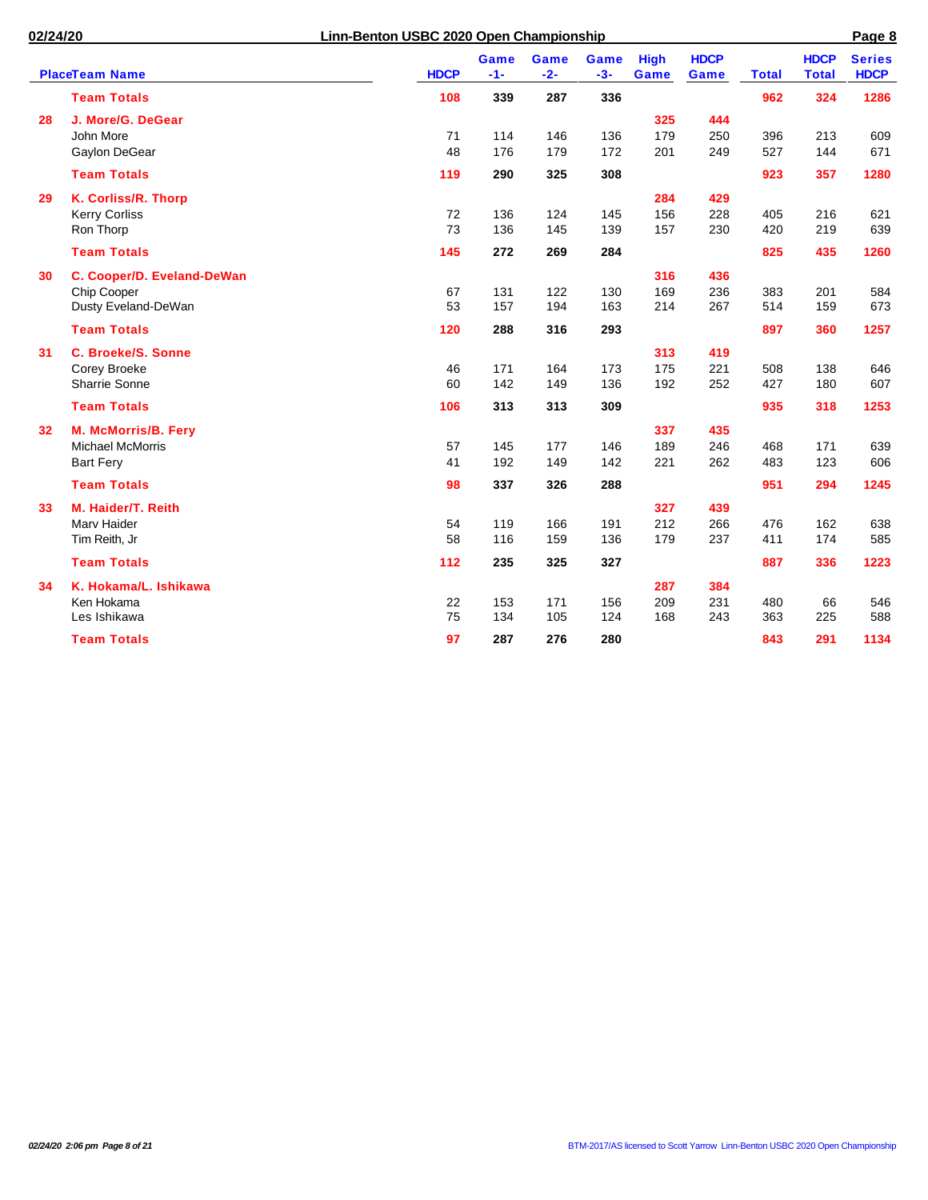## Linn-Benton USBC 2020 Open Championship

| Place | Team Name | HDCP | Game -1- | Game -2- | Game -3- | High Game | HDCP Game | Total | HDCP Total | Series HDCP |
|---|---|---|---|---|---|---|---|---|---|---|
| | **Team Totals** | **108** | **339** | **287** | **336** | | | **962** | **324** | **1286** |
| **28** | **J. More/G. DeGear** | | | | | **325** | **444** | | | |
| | John More | 71 | 114 | 146 | 136 | 179 | 250 | 396 | 213 | 609 |
| | Gaylon DeGear | 48 | 176 | 179 | 172 | 201 | 249 | 527 | 144 | 671 |
| | **Team Totals** | **119** | **290** | **325** | **308** | | | **923** | **357** | **1280** |
| **29** | **K. Corliss/R. Thorp** | | | | | **284** | **429** | | | |
| | Kerry Corliss | 72 | 136 | 124 | 145 | 156 | 228 | 405 | 216 | 621 |
| | Ron Thorp | 73 | 136 | 145 | 139 | 157 | 230 | 420 | 219 | 639 |
| | **Team Totals** | **145** | **272** | **269** | **284** | | | **825** | **435** | **1260** |
| **30** | **C. Cooper/D. Eveland-DeWan** | | | | | **316** | **436** | | | |
| | Chip Cooper | 67 | 131 | 122 | 130 | 169 | 236 | 383 | 201 | 584 |
| | Dusty Eveland-DeWan | 53 | 157 | 194 | 163 | 214 | 267 | 514 | 159 | 673 |
| | **Team Totals** | **120** | **288** | **316** | **293** | | | **897** | **360** | **1257** |
| **31** | **C. Broeke/S. Sonne** | | | | | **313** | **419** | | | |
| | Corey Broeke | 46 | 171 | 164 | 173 | 175 | 221 | 508 | 138 | 646 |
| | Sharrie Sonne | 60 | 142 | 149 | 136 | 192 | 252 | 427 | 180 | 607 |
| | **Team Totals** | **106** | **313** | **313** | **309** | | | **935** | **318** | **1253** |
| **32** | **M. McMorris/B. Fery** | | | | | **337** | **435** | | | |
| | Michael McMorris | 57 | 145 | 177 | 146 | 189 | 246 | 468 | 171 | 639 |
| | Bart Fery | 41 | 192 | 149 | 142 | 221 | 262 | 483 | 123 | 606 |
| | **Team Totals** | **98** | **337** | **326** | **288** | | | **951** | **294** | **1245** |
| **33** | **M. Haider/T. Reith** | | | | | **327** | **439** | | | |
| | Marv Haider | 54 | 119 | 166 | 191 | 212 | 266 | 476 | 162 | 638 |
| | Tim Reith, Jr | 58 | 116 | 159 | 136 | 179 | 237 | 411 | 174 | 585 |
| | **Team Totals** | **112** | **235** | **325** | **327** | | | **887** | **336** | **1223** |
| **34** | **K. Hokama/L. Ishikawa** | | | | | **287** | **384** | | | |
| | Ken Hokama | 22 | 153 | 171 | 156 | 209 | 231 | 480 | 66 | 546 |
| | Les Ishikawa | 75 | 134 | 105 | 124 | 168 | 243 | 363 | 225 | 588 |
| | **Team Totals** | **97** | **287** | **276** | **280** | | | **843** | **291** | **1134** |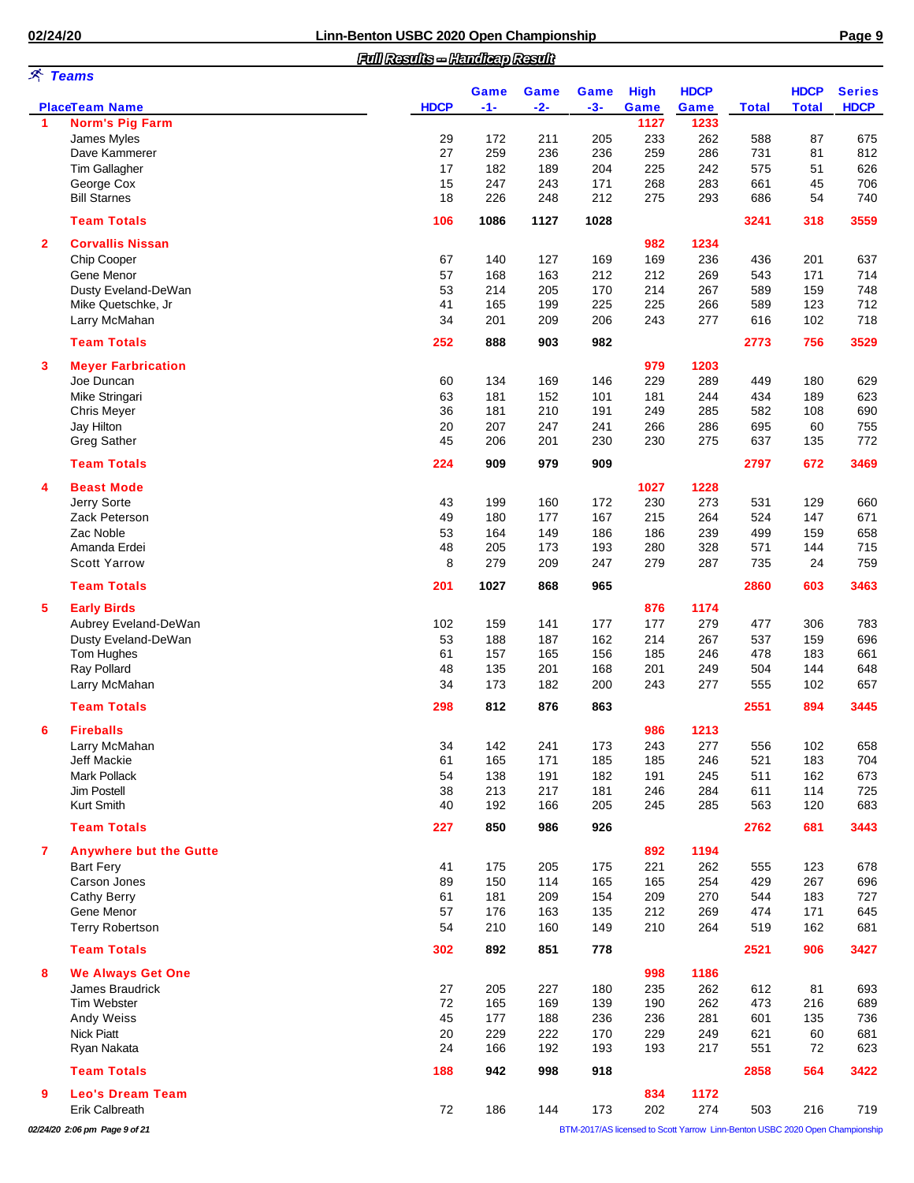## Full Results -- Handicap Result

### Teams

| Place | Team Name | HDCP | Game -1- | Game -2- | Game -3- | High Game | HDCP Game | Total | HDCP Total | Series HDCP |
|---|---|---|---|---|---|---|---|---|---|---|
| 1 | **Norm's Pig Farm** | | | | | 1127 | 1233 | | | |
| | James Myles | 29 | 172 | 211 | 205 | 233 | 262 | 588 | 87 | 675 |
| | Dave Kammerer | 27 | 259 | 236 | 236 | 259 | 286 | 731 | 81 | 812 |
| | Tim Gallagher | 17 | 182 | 189 | 204 | 225 | 242 | 575 | 51 | 626 |
| | George Cox | 15 | 247 | 243 | 171 | 268 | 283 | 661 | 45 | 706 |
| | Bill Starnes | 18 | 226 | 248 | 212 | 275 | 293 | 686 | 54 | 740 |
| | **Team Totals** | **106** | **1086** | **1127** | **1028** | | | **3241** | **318** | **3559** |
| 2 | **Corvallis Nissan** | | | | | 982 | 1234 | | | |
| | Chip Cooper | 67 | 140 | 127 | 169 | 169 | 236 | 436 | 201 | 637 |
| | Gene Menor | 57 | 168 | 163 | 212 | 212 | 269 | 543 | 171 | 714 |
| | Dusty Eveland-DeWan | 53 | 214 | 205 | 170 | 214 | 267 | 589 | 159 | 748 |
| | Mike Quetschke, Jr | 41 | 165 | 199 | 225 | 225 | 266 | 589 | 123 | 712 |
| | Larry McMahan | 34 | 201 | 209 | 206 | 243 | 277 | 616 | 102 | 718 |
| | **Team Totals** | **252** | **888** | **903** | **982** | | | **2773** | **756** | **3529** |
| 3 | **Meyer Farbrication** | | | | | 979 | 1203 | | | |
| | Joe Duncan | 60 | 134 | 169 | 146 | 229 | 289 | 449 | 180 | 629 |
| | Mike Stringari | 63 | 181 | 152 | 101 | 181 | 244 | 434 | 189 | 623 |
| | Chris Meyer | 36 | 181 | 210 | 191 | 249 | 285 | 582 | 108 | 690 |
| | Jay Hilton | 20 | 207 | 247 | 241 | 266 | 286 | 695 | 60 | 755 |
| | Greg Sather | 45 | 206 | 201 | 230 | 230 | 275 | 637 | 135 | 772 |
| | **Team Totals** | **224** | **909** | **979** | **909** | | | **2797** | **672** | **3469** |
| 4 | **Beast Mode** | | | | | 1027 | 1228 | | | |
| | Jerry Sorte | 43 | 199 | 160 | 172 | 230 | 273 | 531 | 129 | 660 |
| | Zack Peterson | 49 | 180 | 177 | 167 | 215 | 264 | 524 | 147 | 671 |
| | Zac Noble | 53 | 164 | 149 | 186 | 186 | 239 | 499 | 159 | 658 |
| | Amanda Erdei | 48 | 205 | 173 | 193 | 280 | 328 | 571 | 144 | 715 |
| | Scott Yarrow | 8 | 279 | 209 | 247 | 279 | 287 | 735 | 24 | 759 |
| | **Team Totals** | **201** | **1027** | **868** | **965** | | | **2860** | **603** | **3463** |
| 5 | **Early Birds** | | | | | 876 | 1174 | | | |
| | Aubrey Eveland-DeWan | 102 | 159 | 141 | 177 | 177 | 279 | 477 | 306 | 783 |
| | Dusty Eveland-DeWan | 53 | 188 | 187 | 162 | 214 | 267 | 537 | 159 | 696 |
| | Tom Hughes | 61 | 157 | 165 | 156 | 185 | 246 | 478 | 183 | 661 |
| | Ray Pollard | 48 | 135 | 201 | 168 | 201 | 249 | 504 | 144 | 648 |
| | Larry McMahan | 34 | 173 | 182 | 200 | 243 | 277 | 555 | 102 | 657 |
| | **Team Totals** | **298** | **812** | **876** | **863** | | | **2551** | **894** | **3445** |
| 6 | **Fireballs** | | | | | 986 | 1213 | | | |
| | Larry McMahan | 34 | 142 | 241 | 173 | 243 | 277 | 556 | 102 | 658 |
| | Jeff Mackie | 61 | 165 | 171 | 185 | 185 | 246 | 521 | 183 | 704 |
| | Mark Pollack | 54 | 138 | 191 | 182 | 191 | 245 | 511 | 162 | 673 |
| | Jim Postell | 38 | 213 | 217 | 181 | 246 | 284 | 611 | 114 | 725 |
| | Kurt Smith | 40 | 192 | 166 | 205 | 245 | 285 | 563 | 120 | 683 |
| | **Team Totals** | **227** | **850** | **986** | **926** | | | **2762** | **681** | **3443** |
| 7 | **Anywhere but the Gutte** | | | | | 892 | 1194 | | | |
| | Bart Fery | 41 | 175 | 205 | 175 | 221 | 262 | 555 | 123 | 678 |
| | Carson Jones | 89 | 150 | 114 | 165 | 165 | 254 | 429 | 267 | 696 |
| | Cathy Berry | 61 | 181 | 209 | 154 | 209 | 270 | 544 | 183 | 727 |
| | Gene Menor | 57 | 176 | 163 | 135 | 212 | 269 | 474 | 171 | 645 |
| | Terry Robertson | 54 | 210 | 160 | 149 | 210 | 264 | 519 | 162 | 681 |
| | **Team Totals** | **302** | **892** | **851** | **778** | | | **2521** | **906** | **3427** |
| 8 | **We Always Get One** | | | | | 998 | 1186 | | | |
| | James Braudrick | 27 | 205 | 227 | 180 | 235 | 262 | 612 | 81 | 693 |
| | Tim Webster | 72 | 165 | 169 | 139 | 190 | 262 | 473 | 216 | 689 |
| | Andy Weiss | 45 | 177 | 188 | 236 | 236 | 281 | 601 | 135 | 736 |
| | Nick Piatt | 20 | 229 | 222 | 170 | 229 | 249 | 621 | 60 | 681 |
| | Ryan Nakata | 24 | 166 | 192 | 193 | 193 | 217 | 551 | 72 | 623 |
| | **Team Totals** | **188** | **942** | **998** | **918** | | | **2858** | **564** | **3422** |
| 9 | **Leo's Dream Team** | | | | | 834 | 1172 | | | |
| | Erik Calbreath | 72 | 186 | 144 | 173 | 202 | 274 | 503 | 216 | 719 |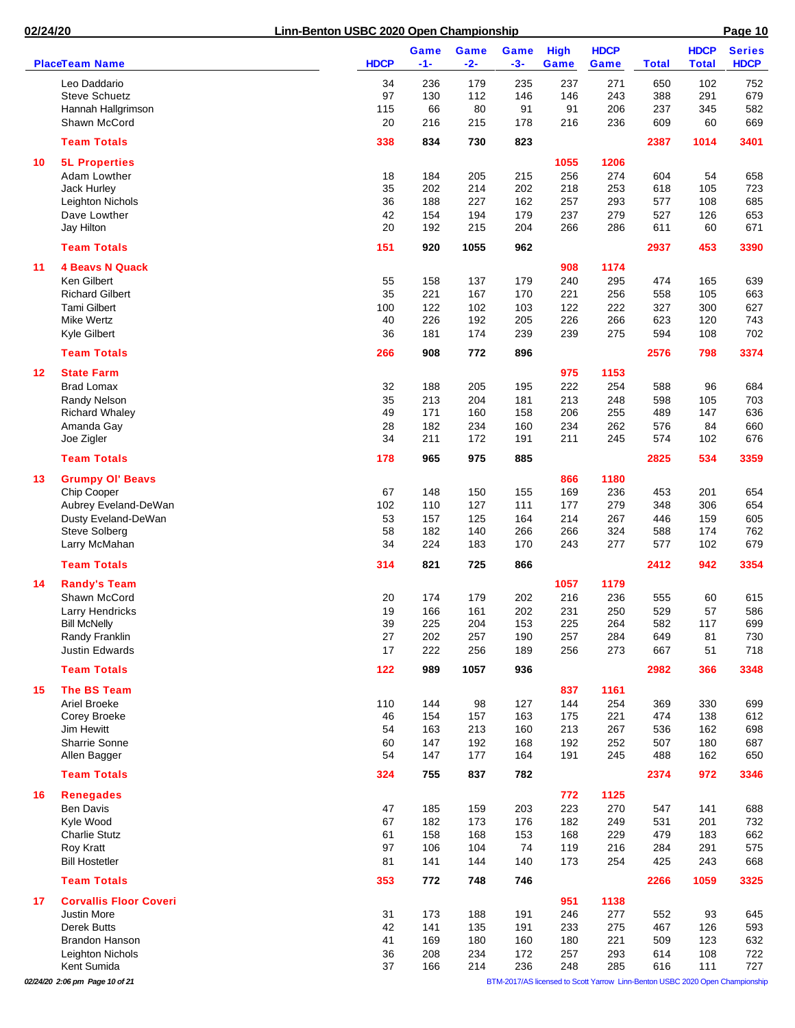# Linn-Benton USBC 2020 Open Championship

| Place | Team Name | HDCP | Game -1- | Game -2- | Game -3- | High Game | HDCP Game | Total | HDCP Total | Series HDCP |
|---|---|---|---|---|---|---|---|---|---|---|
| | Leo Daddario | 34 | 236 | 179 | 235 | 237 | 271 | 650 | 102 | 752 |
| | Steve Schuetz | 97 | 130 | 112 | 146 | 146 | 243 | 388 | 291 | 679 |
| | Hannah Hallgrimson | 115 | 66 | 80 | 91 | 91 | 206 | 237 | 345 | 582 |
| | Shawn McCord | 20 | 216 | 215 | 178 | 216 | 236 | 609 | 60 | 669 |
| | **Team Totals** | **338** | **834** | **730** | **823** | | | **2387** | **1014** | **3401** |
| **10** | **5L Properties** | | | | | **1055** | **1206** | | | |
| | Adam Lowther | 18 | 184 | 205 | 215 | 256 | 274 | 604 | 54 | 658 |
| | Jack Hurley | 35 | 202 | 214 | 202 | 218 | 253 | 618 | 105 | 723 |
| | Leighton Nichols | 36 | 188 | 227 | 162 | 257 | 293 | 577 | 108 | 685 |
| | Dave Lowther | 42 | 154 | 194 | 179 | 237 | 279 | 527 | 126 | 653 |
| | Jay Hilton | 20 | 192 | 215 | 204 | 266 | 286 | 611 | 60 | 671 |
| | **Team Totals** | **151** | **920** | **1055** | **962** | | | **2937** | **453** | **3390** |
| **11** | **4 Beavs N Quack** | | | | | **908** | **1174** | | | |
| | Ken Gilbert | 55 | 158 | 137 | 179 | 240 | 295 | 474 | 165 | 639 |
| | Richard Gilbert | 35 | 221 | 167 | 170 | 221 | 256 | 558 | 105 | 663 |
| | Tami Gilbert | 100 | 122 | 102 | 103 | 122 | 222 | 327 | 300 | 627 |
| | Mike Wertz | 40 | 226 | 192 | 205 | 226 | 266 | 623 | 120 | 743 |
| | Kyle Gilbert | 36 | 181 | 174 | 239 | 239 | 275 | 594 | 108 | 702 |
| | **Team Totals** | **266** | **908** | **772** | **896** | | | **2576** | **798** | **3374** |
| **12** | **State Farm** | | | | | **975** | **1153** | | | |
| | Brad Lomax | 32 | 188 | 205 | 195 | 222 | 254 | 588 | 96 | 684 |
| | Randy Nelson | 35 | 213 | 204 | 181 | 213 | 248 | 598 | 105 | 703 |
| | Richard Whaley | 49 | 171 | 160 | 158 | 206 | 255 | 489 | 147 | 636 |
| | Amanda Gay | 28 | 182 | 234 | 160 | 234 | 262 | 576 | 84 | 660 |
| | Joe Zigler | 34 | 211 | 172 | 191 | 211 | 245 | 574 | 102 | 676 |
| | **Team Totals** | **178** | **965** | **975** | **885** | | | **2825** | **534** | **3359** |
| **13** | **Grumpy Ol' Beavs** | | | | | **866** | **1180** | | | |
| | Chip Cooper | 67 | 148 | 150 | 155 | 169 | 236 | 453 | 201 | 654 |
| | Aubrey Eveland-DeWan | 102 | 110 | 127 | 111 | 177 | 279 | 348 | 306 | 654 |
| | Dusty Eveland-DeWan | 53 | 157 | 125 | 164 | 214 | 267 | 446 | 159 | 605 |
| | Steve Solberg | 58 | 182 | 140 | 266 | 266 | 324 | 588 | 174 | 762 |
| | Larry McMahan | 34 | 224 | 183 | 170 | 243 | 277 | 577 | 102 | 679 |
| | **Team Totals** | **314** | **821** | **725** | **866** | | | **2412** | **942** | **3354** |
| **14** | **Randy's Team** | | | | | **1057** | **1179** | | | |
| | Shawn McCord | 20 | 174 | 179 | 202 | 216 | 236 | 555 | 60 | 615 |
| | Larry Hendricks | 19 | 166 | 161 | 202 | 231 | 250 | 529 | 57 | 586 |
| | Bill McNelly | 39 | 225 | 204 | 153 | 225 | 264 | 582 | 117 | 699 |
| | Randy Franklin | 27 | 202 | 257 | 190 | 257 | 284 | 649 | 81 | 730 |
| | Justin Edwards | 17 | 222 | 256 | 189 | 256 | 273 | 667 | 51 | 718 |
| | **Team Totals** | **122** | **989** | **1057** | **936** | | | **2982** | **366** | **3348** |
| **15** | **The BS Team** | | | | | **837** | **1161** | | | |
| | Ariel Broeke | 110 | 144 | 98 | 127 | 144 | 254 | 369 | 330 | 699 |
| | Corey Broeke | 46 | 154 | 157 | 163 | 175 | 221 | 474 | 138 | 612 |
| | Jim Hewitt | 54 | 163 | 213 | 160 | 213 | 267 | 536 | 162 | 698 |
| | Sharrie Sonne | 60 | 147 | 192 | 168 | 192 | 252 | 507 | 180 | 687 |
| | Allen Bagger | 54 | 147 | 177 | 164 | 191 | 245 | 488 | 162 | 650 |
| | **Team Totals** | **324** | **755** | **837** | **782** | | | **2374** | **972** | **3346** |
| **16** | **Renegades** | | | | | **772** | **1125** | | | |
| | Ben Davis | 47 | 185 | 159 | 203 | 223 | 270 | 547 | 141 | 688 |
| | Kyle Wood | 67 | 182 | 173 | 176 | 182 | 249 | 531 | 201 | 732 |
| | Charlie Stutz | 61 | 158 | 168 | 153 | 168 | 229 | 479 | 183 | 662 |
| | Roy Kratt | 97 | 106 | 104 | 74 | 119 | 216 | 284 | 291 | 575 |
| | Bill Hostetler | 81 | 141 | 144 | 140 | 173 | 254 | 425 | 243 | 668 |
| | **Team Totals** | **353** | **772** | **748** | **746** | | | **2266** | **1059** | **3325** |
| **17** | **Corvallis Floor Coveri** | | | | | **951** | **1138** | | | |
| | Justin More | 31 | 173 | 188 | 191 | 246 | 277 | 552 | 93 | 645 |
| | Derek Butts | 42 | 141 | 135 | 191 | 233 | 275 | 467 | 126 | 593 |
| | Brandon Hanson | 41 | 169 | 180 | 160 | 180 | 221 | 509 | 123 | 632 |
| | Leighton Nichols | 36 | 208 | 234 | 172 | 257 | 293 | 614 | 108 | 722 |
| | Kent Sumida | 37 | 166 | 214 | 236 | 248 | 285 | 616 | 111 | 727 |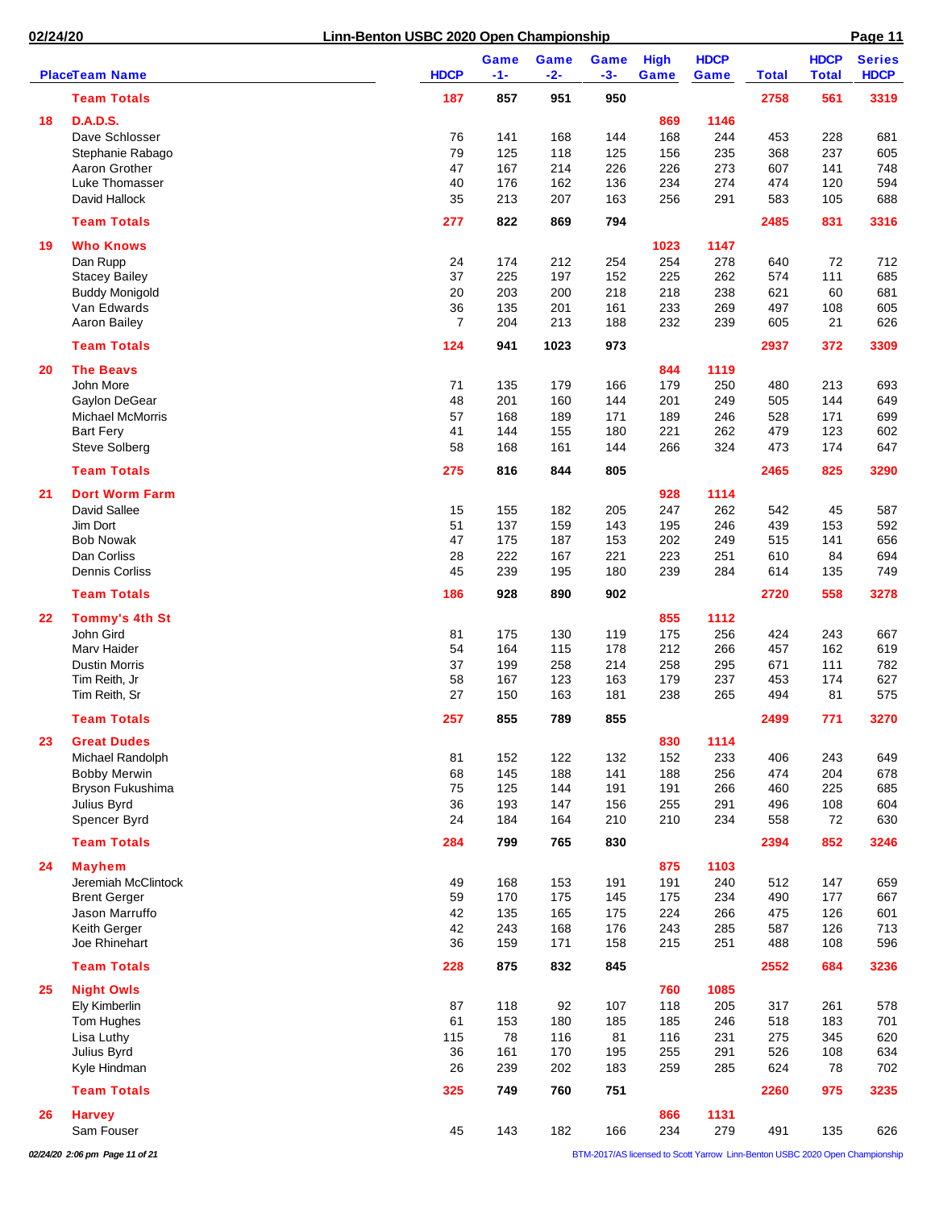# Linn-Benton USBC 2020 Open Championship

| Place | Team Name | HDCP | Game -1- | Game -2- | Game -3- | High Game | HDCP Game | Total | HDCP Total | Series HDCP |
|---|---|---|---|---|---|---|---|---|---|---|
| | **Team Totals** | **187** | **857** | **951** | **950** | | | **2758** | **561** | **3319** |
| **18** | **D.A.D.S.** | | | | | **869** | **1146** | | | |
| | Dave Schlosser | 76 | 141 | 168 | 144 | 168 | 244 | 453 | 228 | 681 |
| | Stephanie Rabago | 79 | 125 | 118 | 125 | 156 | 235 | 368 | 237 | 605 |
| | Aaron Grother | 47 | 167 | 214 | 226 | 226 | 273 | 607 | 141 | 748 |
| | Luke Thomasser | 40 | 176 | 162 | 136 | 234 | 274 | 474 | 120 | 594 |
| | David Hallock | 35 | 213 | 207 | 163 | 256 | 291 | 583 | 105 | 688 |
| | **Team Totals** | **277** | **822** | **869** | **794** | | | **2485** | **831** | **3316** |
| **19** | **Who Knows** | | | | | **1023** | **1147** | | | |
| | Dan Rupp | 24 | 174 | 212 | 254 | 254 | 278 | 640 | 72 | 712 |
| | Stacey Bailey | 37 | 225 | 197 | 152 | 225 | 262 | 574 | 111 | 685 |
| | Buddy Monigold | 20 | 203 | 200 | 218 | 218 | 238 | 621 | 60 | 681 |
| | Van Edwards | 36 | 135 | 201 | 161 | 233 | 269 | 497 | 108 | 605 |
| | Aaron Bailey | 7 | 204 | 213 | 188 | 232 | 239 | 605 | 21 | 626 |
| | **Team Totals** | **124** | **941** | **1023** | **973** | | | **2937** | **372** | **3309** |
| **20** | **The Beavs** | | | | | **844** | **1119** | | | |
| | John More | 71 | 135 | 179 | 166 | 179 | 250 | 480 | 213 | 693 |
| | Gaylon DeGear | 48 | 201 | 160 | 144 | 201 | 249 | 505 | 144 | 649 |
| | Michael McMorris | 57 | 168 | 189 | 171 | 189 | 246 | 528 | 171 | 699 |
| | Bart Fery | 41 | 144 | 155 | 180 | 221 | 262 | 479 | 123 | 602 |
| | Steve Solberg | 58 | 168 | 161 | 144 | 266 | 324 | 473 | 174 | 647 |
| | **Team Totals** | **275** | **816** | **844** | **805** | | | **2465** | **825** | **3290** |
| **21** | **Dort Worm Farm** | | | | | **928** | **1114** | | | |
| | David Sallee | 15 | 155 | 182 | 205 | 247 | 262 | 542 | 45 | 587 |
| | Jim Dort | 51 | 137 | 159 | 143 | 195 | 246 | 439 | 153 | 592 |
| | Bob Nowak | 47 | 175 | 187 | 153 | 202 | 249 | 515 | 141 | 656 |
| | Dan Corliss | 28 | 222 | 167 | 221 | 223 | 251 | 610 | 84 | 694 |
| | Dennis Corliss | 45 | 239 | 195 | 180 | 239 | 284 | 614 | 135 | 749 |
| | **Team Totals** | **186** | **928** | **890** | **902** | | | **2720** | **558** | **3278** |
| **22** | **Tommy's 4th St** | | | | | **855** | **1112** | | | |
| | John Gird | 81 | 175 | 130 | 119 | 175 | 256 | 424 | 243 | 667 |
| | Marv Haider | 54 | 164 | 115 | 178 | 212 | 266 | 457 | 162 | 619 |
| | Dustin Morris | 37 | 199 | 258 | 214 | 258 | 295 | 671 | 111 | 782 |
| | Tim Reith, Jr | 58 | 167 | 123 | 163 | 179 | 237 | 453 | 174 | 627 |
| | Tim Reith, Sr | 27 | 150 | 163 | 181 | 238 | 265 | 494 | 81 | 575 |
| | **Team Totals** | **257** | **855** | **789** | **855** | | | **2499** | **771** | **3270** |
| **23** | **Great Dudes** | | | | | **830** | **1114** | | | |
| | Michael Randolph | 81 | 152 | 122 | 132 | 152 | 233 | 406 | 243 | 649 |
| | Bobby Merwin | 68 | 145 | 188 | 141 | 188 | 256 | 474 | 204 | 678 |
| | Bryson Fukushima | 75 | 125 | 144 | 191 | 191 | 266 | 460 | 225 | 685 |
| | Julius Byrd | 36 | 193 | 147 | 156 | 255 | 291 | 496 | 108 | 604 |
| | Spencer Byrd | 24 | 184 | 164 | 210 | 210 | 234 | 558 | 72 | 630 |
| | **Team Totals** | **284** | **799** | **765** | **830** | | | **2394** | **852** | **3246** |
| **24** | **Mayhem** | | | | | **875** | **1103** | | | |
| | Jeremiah McClintock | 49 | 168 | 153 | 191 | 191 | 240 | 512 | 147 | 659 |
| | Brent Gerger | 59 | 170 | 175 | 145 | 175 | 234 | 490 | 177 | 667 |
| | Jason Marruffo | 42 | 135 | 165 | 175 | 224 | 266 | 475 | 126 | 601 |
| | Keith Gerger | 42 | 243 | 168 | 176 | 243 | 285 | 587 | 126 | 713 |
| | Joe Rhinehart | 36 | 159 | 171 | 158 | 215 | 251 | 488 | 108 | 596 |
| | **Team Totals** | **228** | **875** | **832** | **845** | | | **2552** | **684** | **3236** |
| **25** | **Night Owls** | | | | | **760** | **1085** | | | |
| | Ely Kimberlin | 87 | 118 | 92 | 107 | 118 | 205 | 317 | 261 | 578 |
| | Tom Hughes | 61 | 153 | 180 | 185 | 185 | 246 | 518 | 183 | 701 |
| | Lisa Luthy | 115 | 78 | 116 | 81 | 116 | 231 | 275 | 345 | 620 |
| | Julius Byrd | 36 | 161 | 170 | 195 | 255 | 291 | 526 | 108 | 634 |
| | Kyle Hindman | 26 | 239 | 202 | 183 | 259 | 285 | 624 | 78 | 702 |
| | **Team Totals** | **325** | **749** | **760** | **751** | | | **2260** | **975** | **3235** |
| **26** | **Harvey** | | | | | **866** | **1131** | | | |
| | Sam Fouser | 45 | 143 | 182 | 166 | 234 | 279 | 491 | 135 | 626 |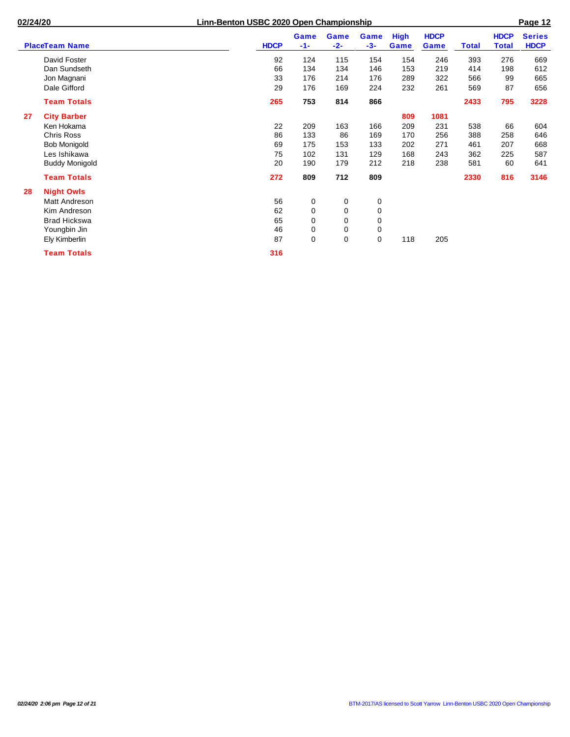| Place | Team Name | HDCP | Game -1- | Game -2- | Game -3- | High Game | HDCP Game | Total | HDCP Total | Series HDCP |
|---|---|---|---|---|---|---|---|---|---|---|
| | David Foster | 92 | 124 | 115 | 154 | 154 | 246 | 393 | 276 | 669 |
| | Dan Sundseth | 66 | 134 | 134 | 146 | 153 | 219 | 414 | 198 | 612 |
| | Jon Magnani | 33 | 176 | 214 | 176 | 289 | 322 | 566 | 99 | 665 |
| | Dale Gifford | 29 | 176 | 169 | 224 | 232 | 261 | 569 | 87 | 656 |
| | **Team Totals** | **265** | **753** | **814** | **866** | | | **2433** | **795** | **3228** |
| **27** | **City Barber** | | | | | **809** | **1081** | | | |
| | Ken Hokama | 22 | 209 | 163 | 166 | 209 | 231 | 538 | 66 | 604 |
| | Chris Ross | 86 | 133 | 86 | 169 | 170 | 256 | 388 | 258 | 646 |
| | Bob Monigold | 69 | 175 | 153 | 133 | 202 | 271 | 461 | 207 | 668 |
| | Les Ishikawa | 75 | 102 | 131 | 129 | 168 | 243 | 362 | 225 | 587 |
| | Buddy Monigold | 20 | 190 | 179 | 212 | 218 | 238 | 581 | 60 | 641 |
| | **Team Totals** | **272** | **809** | **712** | **809** | | | **2330** | **816** | **3146** |
| **28** | **Night Owls** | | | | | | | | | |
| | Matt Andreson | 56 | 0 | 0 | 0 | | | | | |
| | Kim Andreson | 62 | 0 | 0 | 0 | | | | | |
| | Brad Hickswa | 65 | 0 | 0 | 0 | | | | | |
| | Youngbin Jin | 46 | 0 | 0 | 0 | | | | | |
| | Ely Kimberlin | 87 | 0 | 0 | 0 | 118 | 205 | | | |
| | **Team Totals** | **316** | | | | | | | | |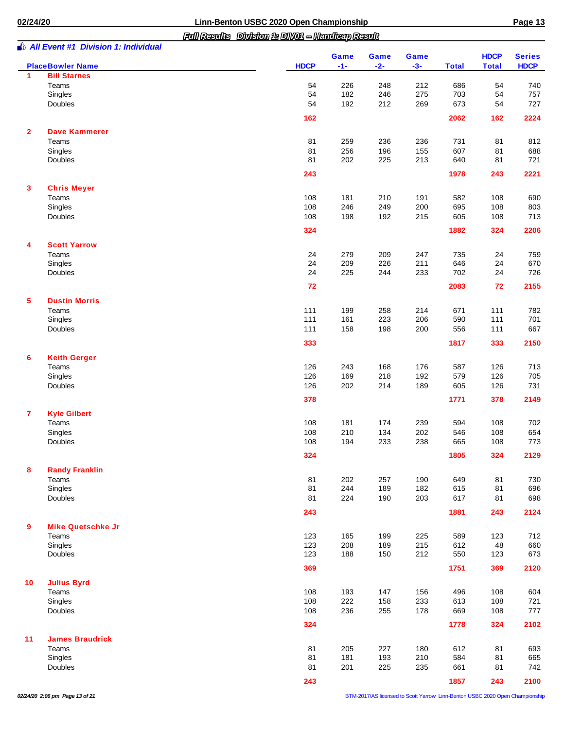## Full Results Division 1: DIV01 -- Handicap Result

### All Event #1 Division 1: Individual

| Place | Bowler Name | HDCP | Game -1- | Game -2- | Game -3- | Total | HDCP Total | Series HDCP |
|---|---|---|---|---|---|---|---|---|
| **1** | **Bill Starnes** | | | | | | | |
| | Teams | 54 | 226 | 248 | 212 | 686 | 54 | 740 |
| | Singles | 54 | 182 | 246 | 275 | 703 | 54 | 757 |
| | Doubles | 54 | 192 | 212 | 269 | 673 | 54 | 727 |
| | | **162** | | | | **2062** | **162** | **2224** |
| **2** | **Dave Kammerer** | | | | | | | |
| | Teams | 81 | 259 | 236 | 236 | 731 | 81 | 812 |
| | Singles | 81 | 256 | 196 | 155 | 607 | 81 | 688 |
| | Doubles | 81 | 202 | 225 | 213 | 640 | 81 | 721 |
| | | **243** | | | | **1978** | **243** | **2221** |
| **3** | **Chris Meyer** | | | | | | | |
| | Teams | 108 | 181 | 210 | 191 | 582 | 108 | 690 |
| | Singles | 108 | 246 | 249 | 200 | 695 | 108 | 803 |
| | Doubles | 108 | 198 | 192 | 215 | 605 | 108 | 713 |
| | | **324** | | | | **1882** | **324** | **2206** |
| **4** | **Scott Yarrow** | | | | | | | |
| | Teams | 24 | 279 | 209 | 247 | 735 | 24 | 759 |
| | Singles | 24 | 209 | 226 | 211 | 646 | 24 | 670 |
| | Doubles | 24 | 225 | 244 | 233 | 702 | 24 | 726 |
| | | **72** | | | | **2083** | **72** | **2155** |
| **5** | **Dustin Morris** | | | | | | | |
| | Teams | 111 | 199 | 258 | 214 | 671 | 111 | 782 |
| | Singles | 111 | 161 | 223 | 206 | 590 | 111 | 701 |
| | Doubles | 111 | 158 | 198 | 200 | 556 | 111 | 667 |
| | | **333** | | | | **1817** | **333** | **2150** |
| **6** | **Keith Gerger** | | | | | | | |
| | Teams | 126 | 243 | 168 | 176 | 587 | 126 | 713 |
| | Singles | 126 | 169 | 218 | 192 | 579 | 126 | 705 |
| | Doubles | 126 | 202 | 214 | 189 | 605 | 126 | 731 |
| | | **378** | | | | **1771** | **378** | **2149** |
| **7** | **Kyle Gilbert** | | | | | | | |
| | Teams | 108 | 181 | 174 | 239 | 594 | 108 | 702 |
| | Singles | 108 | 210 | 134 | 202 | 546 | 108 | 654 |
| | Doubles | 108 | 194 | 233 | 238 | 665 | 108 | 773 |
| | | **324** | | | | **1805** | **324** | **2129** |
| **8** | **Randy Franklin** | | | | | | | |
| | Teams | 81 | 202 | 257 | 190 | 649 | 81 | 730 |
| | Singles | 81 | 244 | 189 | 182 | 615 | 81 | 696 |
| | Doubles | 81 | 224 | 190 | 203 | 617 | 81 | 698 |
| | | **243** | | | | **1881** | **243** | **2124** |
| **9** | **Mike Quetschke Jr** | | | | | | | |
| | Teams | 123 | 165 | 199 | 225 | 589 | 123 | 712 |
| | Singles | 123 | 208 | 189 | 215 | 612 | 48 | 660 |
| | Doubles | 123 | 188 | 150 | 212 | 550 | 123 | 673 |
| | | **369** | | | | **1751** | **369** | **2120** |
| **10** | **Julius Byrd** | | | | | | | |
| | Teams | 108 | 193 | 147 | 156 | 496 | 108 | 604 |
| | Singles | 108 | 222 | 158 | 233 | 613 | 108 | 721 |
| | Doubles | 108 | 236 | 255 | 178 | 669 | 108 | 777 |
| | | **324** | | | | **1778** | **324** | **2102** |
| **11** | **James Braudrick** | | | | | | | |
| | Teams | 81 | 205 | 227 | 180 | 612 | 81 | 693 |
| | Singles | 81 | 181 | 193 | 210 | 584 | 81 | 665 |
| | Doubles | 81 | 201 | 225 | 235 | 661 | 81 | 742 |
| | | **243** | | | | **1857** | **243** | **2100** |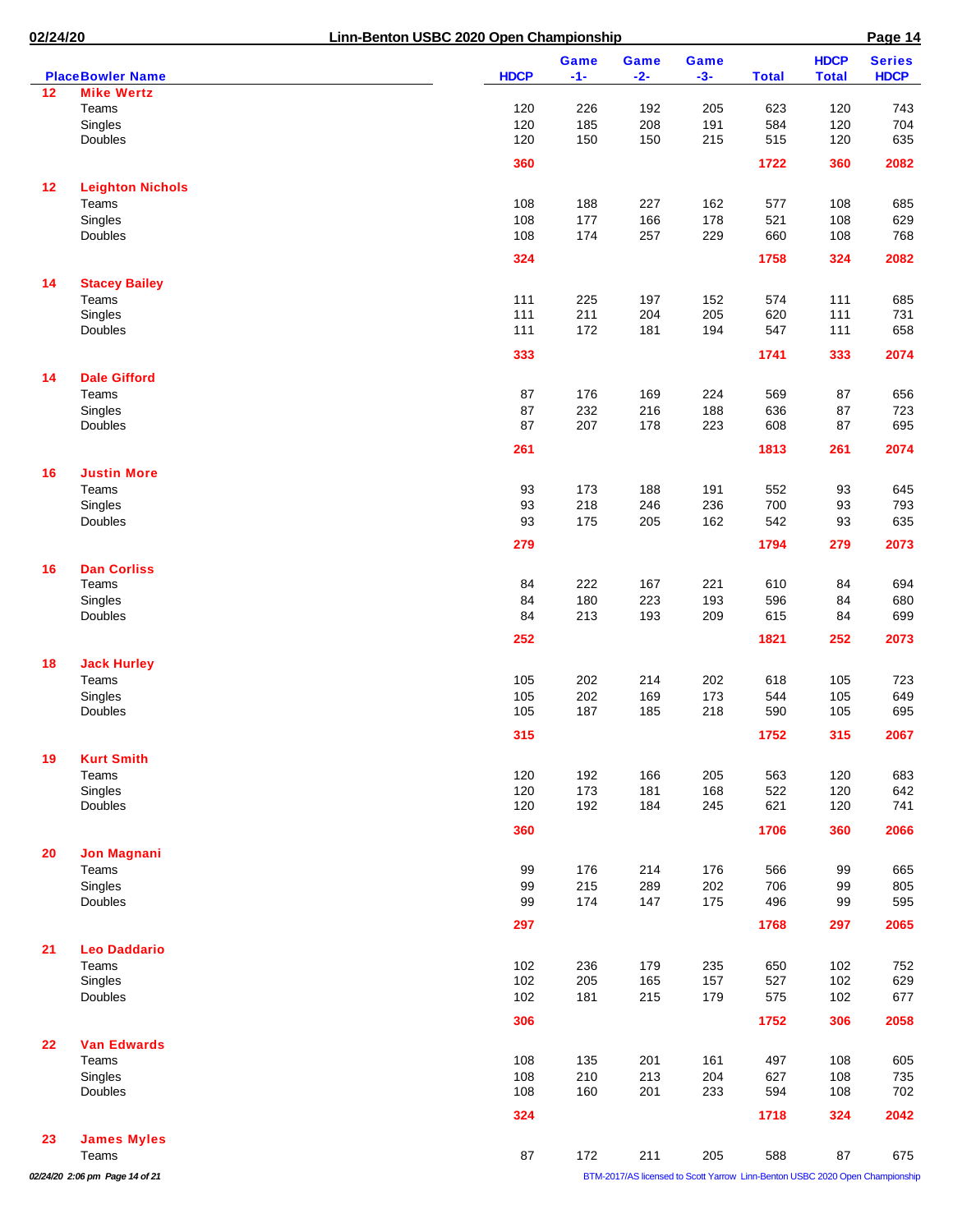## Linn-Benton USBC 2020 Open Championship

| Place | Bowler Name | HDCP | Game -1- | Game -2- | Game -3- | Total | HDCP Total | Series HDCP |
|---|---|---|---|---|---|---|---|---|
| 12 | **Mike Wertz** | | | | | | | |
| | Teams | 120 | 226 | 192 | 205 | 623 | 120 | 743 |
| | Singles | 120 | 185 | 208 | 191 | 584 | 120 | 704 |
| | Doubles | 120 | 150 | 150 | 215 | 515 | 120 | 635 |
| | | **360** | | | | **1722** | **360** | **2082** |
| 12 | **Leighton Nichols** | | | | | | | |
| | Teams | 108 | 188 | 227 | 162 | 577 | 108 | 685 |
| | Singles | 108 | 177 | 166 | 178 | 521 | 108 | 629 |
| | Doubles | 108 | 174 | 257 | 229 | 660 | 108 | 768 |
| | | **324** | | | | **1758** | **324** | **2082** |
| 14 | **Stacey Bailey** | | | | | | | |
| | Teams | 111 | 225 | 197 | 152 | 574 | 111 | 685 |
| | Singles | 111 | 211 | 204 | 205 | 620 | 111 | 731 |
| | Doubles | 111 | 172 | 181 | 194 | 547 | 111 | 658 |
| | | **333** | | | | **1741** | **333** | **2074** |
| 14 | **Dale Gifford** | | | | | | | |
| | Teams | 87 | 176 | 169 | 224 | 569 | 87 | 656 |
| | Singles | 87 | 232 | 216 | 188 | 636 | 87 | 723 |
| | Doubles | 87 | 207 | 178 | 223 | 608 | 87 | 695 |
| | | **261** | | | | **1813** | **261** | **2074** |
| 16 | **Justin More** | | | | | | | |
| | Teams | 93 | 173 | 188 | 191 | 552 | 93 | 645 |
| | Singles | 93 | 218 | 246 | 236 | 700 | 93 | 793 |
| | Doubles | 93 | 175 | 205 | 162 | 542 | 93 | 635 |
| | | **279** | | | | **1794** | **279** | **2073** |
| 16 | **Dan Corliss** | | | | | | | |
| | Teams | 84 | 222 | 167 | 221 | 610 | 84 | 694 |
| | Singles | 84 | 180 | 223 | 193 | 596 | 84 | 680 |
| | Doubles | 84 | 213 | 193 | 209 | 615 | 84 | 699 |
| | | **252** | | | | **1821** | **252** | **2073** |
| 18 | **Jack Hurley** | | | | | | | |
| | Teams | 105 | 202 | 214 | 202 | 618 | 105 | 723 |
| | Singles | 105 | 202 | 169 | 173 | 544 | 105 | 649 |
| | Doubles | 105 | 187 | 185 | 218 | 590 | 105 | 695 |
| | | **315** | | | | **1752** | **315** | **2067** |
| 19 | **Kurt Smith** | | | | | | | |
| | Teams | 120 | 192 | 166 | 205 | 563 | 120 | 683 |
| | Singles | 120 | 173 | 181 | 168 | 522 | 120 | 642 |
| | Doubles | 120 | 192 | 184 | 245 | 621 | 120 | 741 |
| | | **360** | | | | **1706** | **360** | **2066** |
| 20 | **Jon Magnani** | | | | | | | |
| | Teams | 99 | 176 | 214 | 176 | 566 | 99 | 665 |
| | Singles | 99 | 215 | 289 | 202 | 706 | 99 | 805 |
| | Doubles | 99 | 174 | 147 | 175 | 496 | 99 | 595 |
| | | **297** | | | | **1768** | **297** | **2065** |
| 21 | **Leo Daddario** | | | | | | | |
| | Teams | 102 | 236 | 179 | 235 | 650 | 102 | 752 |
| | Singles | 102 | 205 | 165 | 157 | 527 | 102 | 629 |
| | Doubles | 102 | 181 | 215 | 179 | 575 | 102 | 677 |
| | | **306** | | | | **1752** | **306** | **2058** |
| 22 | **Van Edwards** | | | | | | | |
| | Teams | 108 | 135 | 201 | 161 | 497 | 108 | 605 |
| | Singles | 108 | 210 | 213 | 204 | 627 | 108 | 735 |
| | Doubles | 108 | 160 | 201 | 233 | 594 | 108 | 702 |
| | | **324** | | | | **1718** | **324** | **2042** |
| 23 | **James Myles** | | | | | | | |
| | Teams | 87 | 172 | 211 | 205 | 588 | 87 | 675 |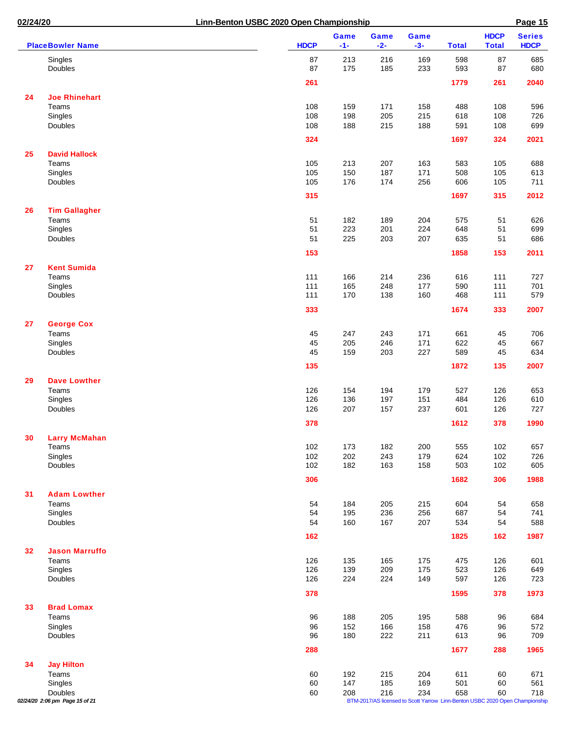# Linn-Benton USBC 2020 Open Championship

| Place | Bowler Name | HDCP | Game -1- | Game -2- | Game -3- | Total | HDCP Total | Series HDCP |
|---|---|---|---|---|---|---|---|---|
| | Singles | 87 | 213 | 216 | 169 | 598 | 87 | 685 |
| | Doubles | 87 | 175 | 185 | 233 | 593 | 87 | 680 |
| | | 261 | | | | 1779 | 261 | 2040 |
| 24 | **Joe Rhinehart** | | | | | | | |
| | Teams | 108 | 159 | 171 | 158 | 488 | 108 | 596 |
| | Singles | 108 | 198 | 205 | 215 | 618 | 108 | 726 |
| | Doubles | 108 | 188 | 215 | 188 | 591 | 108 | 699 |
| | | 324 | | | | 1697 | 324 | 2021 |
| 25 | **David Hallock** | | | | | | | |
| | Teams | 105 | 213 | 207 | 163 | 583 | 105 | 688 |
| | Singles | 105 | 150 | 187 | 171 | 508 | 105 | 613 |
| | Doubles | 105 | 176 | 174 | 256 | 606 | 105 | 711 |
| | | 315 | | | | 1697 | 315 | 2012 |
| 26 | **Tim Gallagher** | | | | | | | |
| | Teams | 51 | 182 | 189 | 204 | 575 | 51 | 626 |
| | Singles | 51 | 223 | 201 | 224 | 648 | 51 | 699 |
| | Doubles | 51 | 225 | 203 | 207 | 635 | 51 | 686 |
| | | 153 | | | | 1858 | 153 | 2011 |
| 27 | **Kent Sumida** | | | | | | | |
| | Teams | 111 | 166 | 214 | 236 | 616 | 111 | 727 |
| | Singles | 111 | 165 | 248 | 177 | 590 | 111 | 701 |
| | Doubles | 111 | 170 | 138 | 160 | 468 | 111 | 579 |
| | | 333 | | | | 1674 | 333 | 2007 |
| 27 | **George Cox** | | | | | | | |
| | Teams | 45 | 247 | 243 | 171 | 661 | 45 | 706 |
| | Singles | 45 | 205 | 246 | 171 | 622 | 45 | 667 |
| | Doubles | 45 | 159 | 203 | 227 | 589 | 45 | 634 |
| | | 135 | | | | 1872 | 135 | 2007 |
| 29 | **Dave Lowther** | | | | | | | |
| | Teams | 126 | 154 | 194 | 179 | 527 | 126 | 653 |
| | Singles | 126 | 136 | 197 | 151 | 484 | 126 | 610 |
| | Doubles | 126 | 207 | 157 | 237 | 601 | 126 | 727 |
| | | 378 | | | | 1612 | 378 | 1990 |
| 30 | **Larry McMahan** | | | | | | | |
| | Teams | 102 | 173 | 182 | 200 | 555 | 102 | 657 |
| | Singles | 102 | 202 | 243 | 179 | 624 | 102 | 726 |
| | Doubles | 102 | 182 | 163 | 158 | 503 | 102 | 605 |
| | | 306 | | | | 1682 | 306 | 1988 |
| 31 | **Adam Lowther** | | | | | | | |
| | Teams | 54 | 184 | 205 | 215 | 604 | 54 | 658 |
| | Singles | 54 | 195 | 236 | 256 | 687 | 54 | 741 |
| | Doubles | 54 | 160 | 167 | 207 | 534 | 54 | 588 |
| | | 162 | | | | 1825 | 162 | 1987 |
| 32 | **Jason Marruffo** | | | | | | | |
| | Teams | 126 | 135 | 165 | 175 | 475 | 126 | 601 |
| | Singles | 126 | 139 | 209 | 175 | 523 | 126 | 649 |
| | Doubles | 126 | 224 | 224 | 149 | 597 | 126 | 723 |
| | | 378 | | | | 1595 | 378 | 1973 |
| 33 | **Brad Lomax** | | | | | | | |
| | Teams | 96 | 188 | 205 | 195 | 588 | 96 | 684 |
| | Singles | 96 | 152 | 166 | 158 | 476 | 96 | 572 |
| | Doubles | 96 | 180 | 222 | 211 | 613 | 96 | 709 |
| | | 288 | | | | 1677 | 288 | 1965 |
| 34 | **Jay Hilton** | | | | | | | |
| | Teams | 60 | 192 | 215 | 204 | 611 | 60 | 671 |
| | Singles | 60 | 147 | 185 | 169 | 501 | 60 | 561 |
| | Doubles | 60 | 208 | 216 | 234 | 658 | 60 | 718 |

BTM-2017/AS licensed to Scott Yarrow Linn-Benton USBC 2020 Open Championship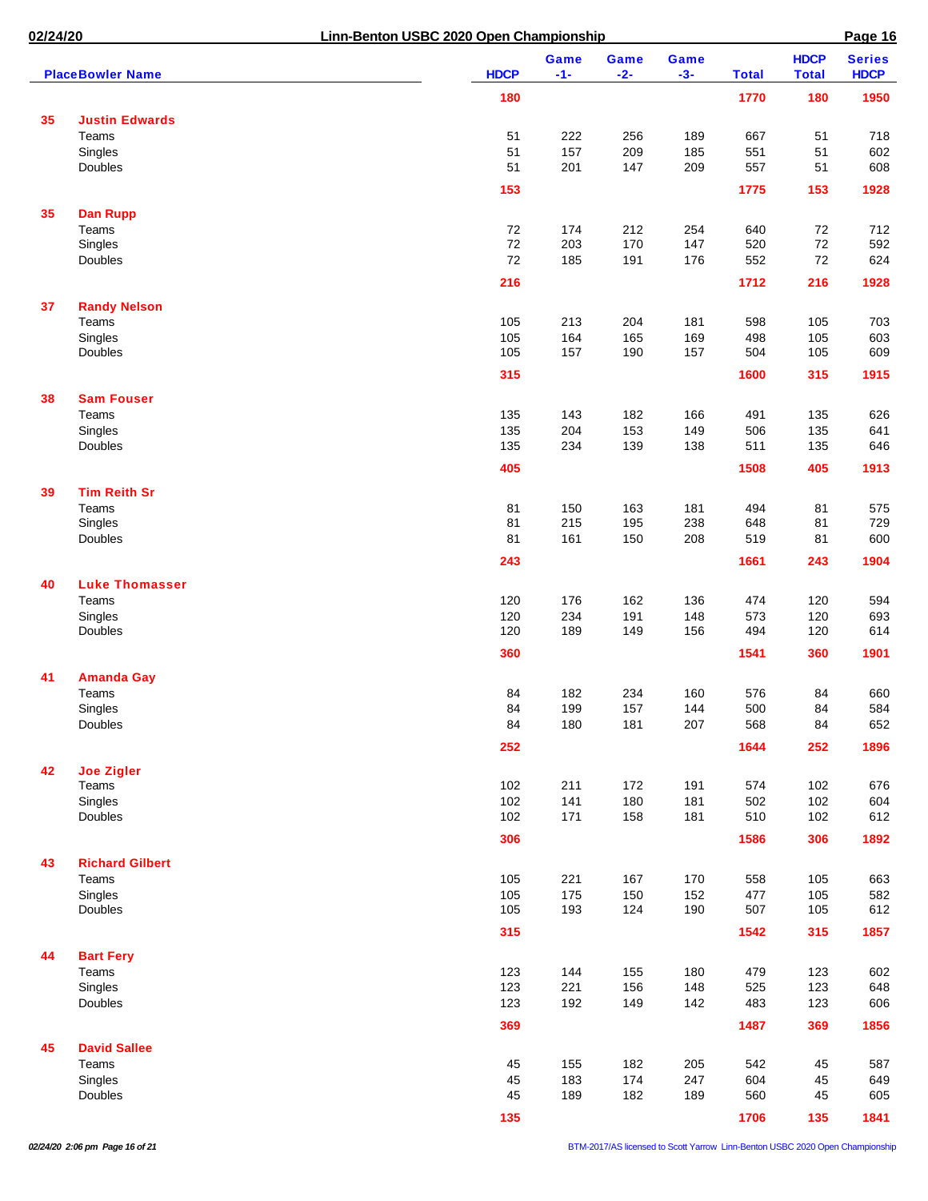## Linn-Benton USBC 2020 Open Championship

| Place | Bowler Name | HDCP | Game -1- | Game -2- | Game -3- | Total | HDCP Total | Series HDCP |
|---|---|---|---|---|---|---|---|---|
| | | **180** | | | | **1770** | **180** | **1950** |
| **35** | **Justin Edwards** | | | | | | | |
| | Teams | 51 | 222 | 256 | 189 | 667 | 51 | 718 |
| | Singles | 51 | 157 | 209 | 185 | 551 | 51 | 602 |
| | Doubles | 51 | 201 | 147 | 209 | 557 | 51 | 608 |
| | | **153** | | | | **1775** | **153** | **1928** |
| **35** | **Dan Rupp** | | | | | | | |
| | Teams | 72 | 174 | 212 | 254 | 640 | 72 | 712 |
| | Singles | 72 | 203 | 170 | 147 | 520 | 72 | 592 |
| | Doubles | 72 | 185 | 191 | 176 | 552 | 72 | 624 |
| | | **216** | | | | **1712** | **216** | **1928** |
| **37** | **Randy Nelson** | | | | | | | |
| | Teams | 105 | 213 | 204 | 181 | 598 | 105 | 703 |
| | Singles | 105 | 164 | 165 | 169 | 498 | 105 | 603 |
| | Doubles | 105 | 157 | 190 | 157 | 504 | 105 | 609 |
| | | **315** | | | | **1600** | **315** | **1915** |
| **38** | **Sam Fouser** | | | | | | | |
| | Teams | 135 | 143 | 182 | 166 | 491 | 135 | 626 |
| | Singles | 135 | 204 | 153 | 149 | 506 | 135 | 641 |
| | Doubles | 135 | 234 | 139 | 138 | 511 | 135 | 646 |
| | | **405** | | | | **1508** | **405** | **1913** |
| **39** | **Tim Reith Sr** | | | | | | | |
| | Teams | 81 | 150 | 163 | 181 | 494 | 81 | 575 |
| | Singles | 81 | 215 | 195 | 238 | 648 | 81 | 729 |
| | Doubles | 81 | 161 | 150 | 208 | 519 | 81 | 600 |
| | | **243** | | | | **1661** | **243** | **1904** |
| **40** | **Luke Thomasser** | | | | | | | |
| | Teams | 120 | 176 | 162 | 136 | 474 | 120 | 594 |
| | Singles | 120 | 234 | 191 | 148 | 573 | 120 | 693 |
| | Doubles | 120 | 189 | 149 | 156 | 494 | 120 | 614 |
| | | **360** | | | | **1541** | **360** | **1901** |
| **41** | **Amanda Gay** | | | | | | | |
| | Teams | 84 | 182 | 234 | 160 | 576 | 84 | 660 |
| | Singles | 84 | 199 | 157 | 144 | 500 | 84 | 584 |
| | Doubles | 84 | 180 | 181 | 207 | 568 | 84 | 652 |
| | | **252** | | | | **1644** | **252** | **1896** |
| **42** | **Joe Zigler** | | | | | | | |
| | Teams | 102 | 211 | 172 | 191 | 574 | 102 | 676 |
| | Singles | 102 | 141 | 180 | 181 | 502 | 102 | 604 |
| | Doubles | 102 | 171 | 158 | 181 | 510 | 102 | 612 |
| | | **306** | | | | **1586** | **306** | **1892** |
| **43** | **Richard Gilbert** | | | | | | | |
| | Teams | 105 | 221 | 167 | 170 | 558 | 105 | 663 |
| | Singles | 105 | 175 | 150 | 152 | 477 | 105 | 582 |
| | Doubles | 105 | 193 | 124 | 190 | 507 | 105 | 612 |
| | | **315** | | | | **1542** | **315** | **1857** |
| **44** | **Bart Fery** | | | | | | | |
| | Teams | 123 | 144 | 155 | 180 | 479 | 123 | 602 |
| | Singles | 123 | 221 | 156 | 148 | 525 | 123 | 648 |
| | Doubles | 123 | 192 | 149 | 142 | 483 | 123 | 606 |
| | | **369** | | | | **1487** | **369** | **1856** |
| **45** | **David Sallee** | | | | | | | |
| | Teams | 45 | 155 | 182 | 205 | 542 | 45 | 587 |
| | Singles | 45 | 183 | 174 | 247 | 604 | 45 | 649 |
| | Doubles | 45 | 189 | 182 | 189 | 560 | 45 | 605 |
| | | **135** | | | | **1706** | **135** | **1841** |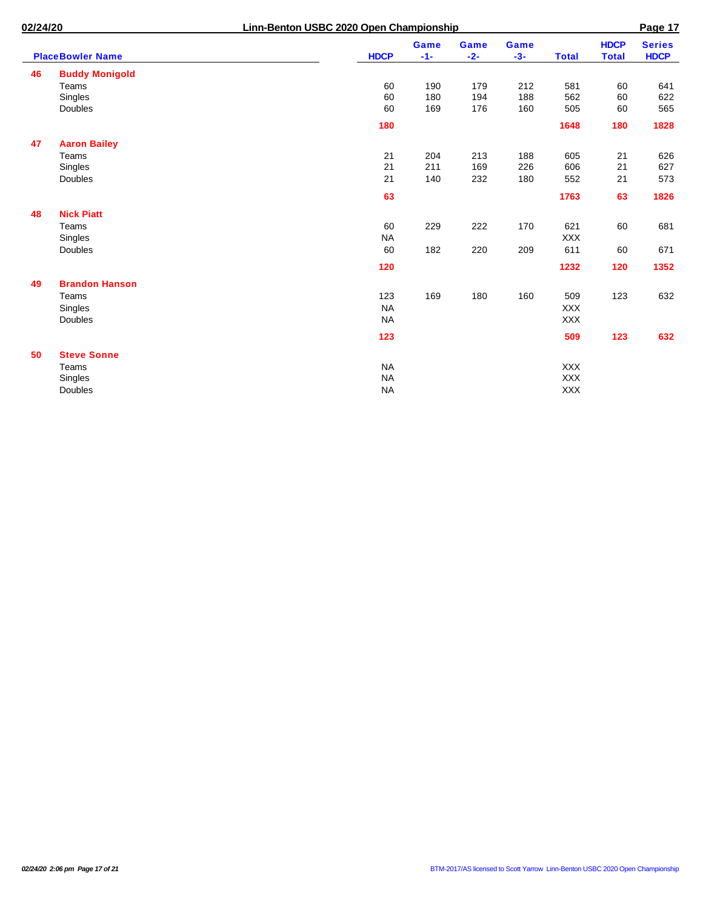**Linn-Benton USBC 2020 Open Championship**

02/24/20

| Place | Bowler Name | HDCP | Game -1- | Game -2- | Game -3- | Total | HDCP Total | Series HDCP |
|---|---|---|---|---|---|---|---|---|
| **46** | **Buddy Monigold** | | | | | | | |
| | Teams | 60 | 190 | 179 | 212 | 581 | 60 | 641 |
| | Singles | 60 | 180 | 194 | 188 | 562 | 60 | 622 |
| | Doubles | 60 | 169 | 176 | 160 | 505 | 60 | 565 |
| | | **180** | | | | **1648** | **180** | **1828** |
| **47** | **Aaron Bailey** | | | | | | | |
| | Teams | 21 | 204 | 213 | 188 | 605 | 21 | 626 |
| | Singles | 21 | 211 | 169 | 226 | 606 | 21 | 627 |
| | Doubles | 21 | 140 | 232 | 180 | 552 | 21 | 573 |
| | | **63** | | | | **1763** | **63** | **1826** |
| **48** | **Nick Piatt** | | | | | | | |
| | Teams | 60 | 229 | 222 | 170 | 621 | 60 | 681 |
| | Singles | NA | | | | XXX | | |
| | Doubles | 60 | 182 | 220 | 209 | 611 | 60 | 671 |
| | | **120** | | | | **1232** | **120** | **1352** |
| **49** | **Brandon Hanson** | | | | | | | |
| | Teams | 123 | 169 | 180 | 160 | 509 | 123 | 632 |
| | Singles | NA | | | | XXX | | |
| | Doubles | NA | | | | XXX | | |
| | | **123** | | | | **509** | **123** | **632** |
| **50** | **Steve Sonne** | | | | | | | |
| | Teams | NA | | | | XXX | | |
| | Singles | NA | | | | XXX | | |
| | Doubles | NA | | | | XXX | | |

BTM-2017/AS licensed to Scott Yarrow Linn-Benton USBC 2020 Open Championship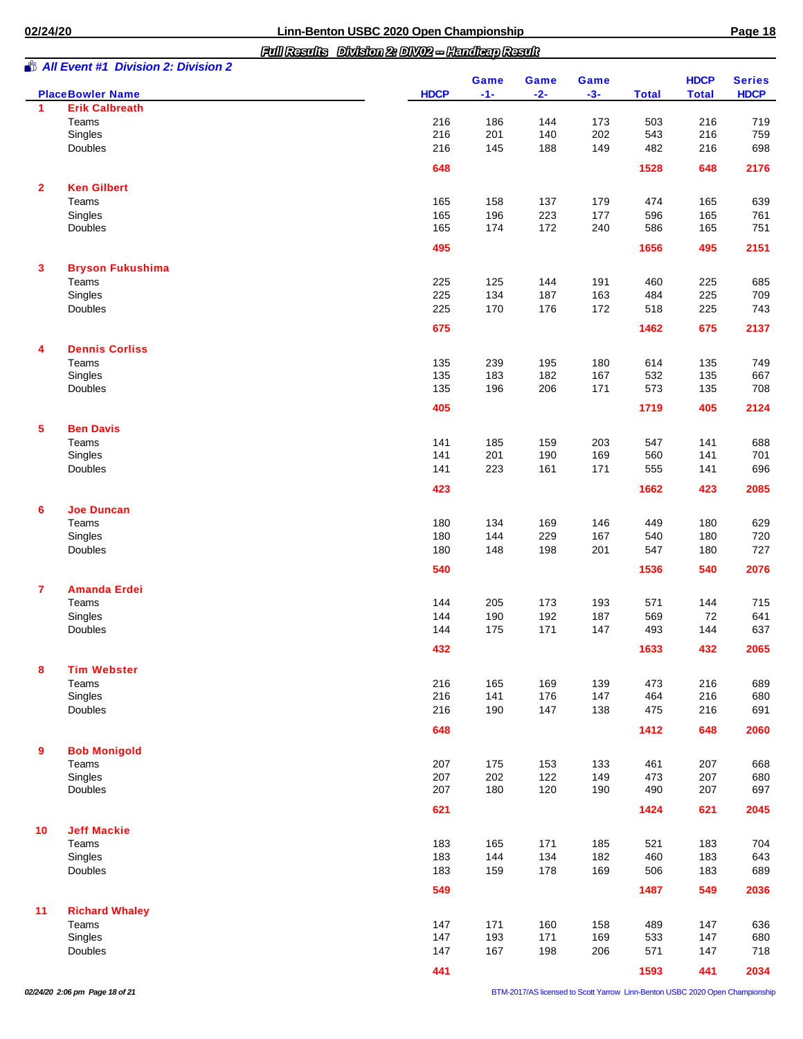## Full Results Division 2: DIV02 -- Handicap Result

### All Event #1 Division 2: Division 2

| Place | Bowler Name | HDCP | Game -1- | Game -2- | Game -3- | Total | HDCP Total | Series HDCP |
|---|---|---|---|---|---|---|---|---|
| 1 | **Erik Calbreath** | | | | | | | |
| | Teams | 216 | 186 | 144 | 173 | 503 | 216 | 719 |
| | Singles | 216 | 201 | 140 | 202 | 543 | 216 | 759 |
| | Doubles | 216 | 145 | 188 | 149 | 482 | 216 | 698 |
| | | **648** | | | | **1528** | **648** | **2176** |
| 2 | **Ken Gilbert** | | | | | | | |
| | Teams | 165 | 158 | 137 | 179 | 474 | 165 | 639 |
| | Singles | 165 | 196 | 223 | 177 | 596 | 165 | 761 |
| | Doubles | 165 | 174 | 172 | 240 | 586 | 165 | 751 |
| | | **495** | | | | **1656** | **495** | **2151** |
| 3 | **Bryson Fukushima** | | | | | | | |
| | Teams | 225 | 125 | 144 | 191 | 460 | 225 | 685 |
| | Singles | 225 | 134 | 187 | 163 | 484 | 225 | 709 |
| | Doubles | 225 | 170 | 176 | 172 | 518 | 225 | 743 |
| | | **675** | | | | **1462** | **675** | **2137** |
| 4 | **Dennis Corliss** | | | | | | | |
| | Teams | 135 | 239 | 195 | 180 | 614 | 135 | 749 |
| | Singles | 135 | 183 | 182 | 167 | 532 | 135 | 667 |
| | Doubles | 135 | 196 | 206 | 171 | 573 | 135 | 708 |
| | | **405** | | | | **1719** | **405** | **2124** |
| 5 | **Ben Davis** | | | | | | | |
| | Teams | 141 | 185 | 159 | 203 | 547 | 141 | 688 |
| | Singles | 141 | 201 | 190 | 169 | 560 | 141 | 701 |
| | Doubles | 141 | 223 | 161 | 171 | 555 | 141 | 696 |
| | | **423** | | | | **1662** | **423** | **2085** |
| 6 | **Joe Duncan** | | | | | | | |
| | Teams | 180 | 134 | 169 | 146 | 449 | 180 | 629 |
| | Singles | 180 | 144 | 229 | 167 | 540 | 180 | 720 |
| | Doubles | 180 | 148 | 198 | 201 | 547 | 180 | 727 |
| | | **540** | | | | **1536** | **540** | **2076** |
| 7 | **Amanda Erdei** | | | | | | | |
| | Teams | 144 | 205 | 173 | 193 | 571 | 144 | 715 |
| | Singles | 144 | 190 | 192 | 187 | 569 | 72 | 641 |
| | Doubles | 144 | 175 | 171 | 147 | 493 | 144 | 637 |
| | | **432** | | | | **1633** | **432** | **2065** |
| 8 | **Tim Webster** | | | | | | | |
| | Teams | 216 | 165 | 169 | 139 | 473 | 216 | 689 |
| | Singles | 216 | 141 | 176 | 147 | 464 | 216 | 680 |
| | Doubles | 216 | 190 | 147 | 138 | 475 | 216 | 691 |
| | | **648** | | | | **1412** | **648** | **2060** |
| 9 | **Bob Monigold** | | | | | | | |
| | Teams | 207 | 175 | 153 | 133 | 461 | 207 | 668 |
| | Singles | 207 | 202 | 122 | 149 | 473 | 207 | 680 |
| | Doubles | 207 | 180 | 120 | 190 | 490 | 207 | 697 |
| | | **621** | | | | **1424** | **621** | **2045** |
| 10 | **Jeff Mackie** | | | | | | | |
| | Teams | 183 | 165 | 171 | 185 | 521 | 183 | 704 |
| | Singles | 183 | 144 | 134 | 182 | 460 | 183 | 643 |
| | Doubles | 183 | 159 | 178 | 169 | 506 | 183 | 689 |
| | | **549** | | | | **1487** | **549** | **2036** |
| 11 | **Richard Whaley** | | | | | | | |
| | Teams | 147 | 171 | 160 | 158 | 489 | 147 | 636 |
| | Singles | 147 | 193 | 171 | 169 | 533 | 147 | 680 |
| | Doubles | 147 | 167 | 198 | 206 | 571 | 147 | 718 |
| | | **441** | | | | **1593** | **441** | **2034** |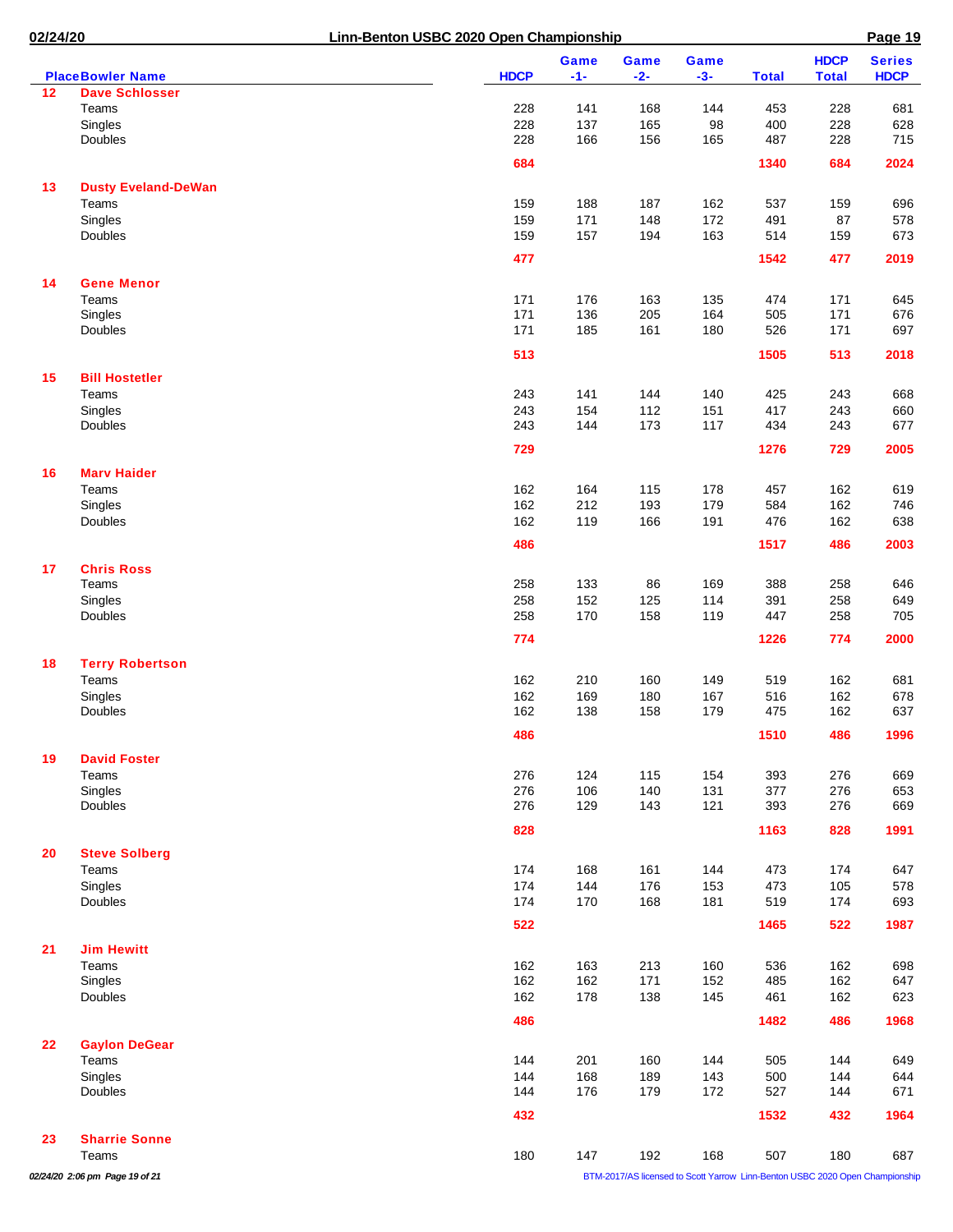| Place | Bowler Name | HDCP | Game -1- | Game -2- | Game -3- | Total | HDCP Total | Series HDCP |
|---|---|---|---|---|---|---|---|---|
| 12 | **Dave Schlosser** | | | | | | | |
| | Teams | 228 | 141 | 168 | 144 | 453 | 228 | 681 |
| | Singles | 228 | 137 | 165 | 98 | 400 | 228 | 628 |
| | Doubles | 228 | 166 | 156 | 165 | 487 | 228 | 715 |
| | | **684** | | | | **1340** | **684** | **2024** |
| 13 | **Dusty Eveland-DeWan** | | | | | | | |
| | Teams | 159 | 188 | 187 | 162 | 537 | 159 | 696 |
| | Singles | 159 | 171 | 148 | 172 | 491 | 87 | 578 |
| | Doubles | 159 | 157 | 194 | 163 | 514 | 159 | 673 |
| | | **477** | | | | **1542** | **477** | **2019** |
| 14 | **Gene Menor** | | | | | | | |
| | Teams | 171 | 176 | 163 | 135 | 474 | 171 | 645 |
| | Singles | 171 | 136 | 205 | 164 | 505 | 171 | 676 |
| | Doubles | 171 | 185 | 161 | 180 | 526 | 171 | 697 |
| | | **513** | | | | **1505** | **513** | **2018** |
| 15 | **Bill Hostetler** | | | | | | | |
| | Teams | 243 | 141 | 144 | 140 | 425 | 243 | 668 |
| | Singles | 243 | 154 | 112 | 151 | 417 | 243 | 660 |
| | Doubles | 243 | 144 | 173 | 117 | 434 | 243 | 677 |
| | | **729** | | | | **1276** | **729** | **2005** |
| 16 | **Marv Haider** | | | | | | | |
| | Teams | 162 | 164 | 115 | 178 | 457 | 162 | 619 |
| | Singles | 162 | 212 | 193 | 179 | 584 | 162 | 746 |
| | Doubles | 162 | 119 | 166 | 191 | 476 | 162 | 638 |
| | | **486** | | | | **1517** | **486** | **2003** |
| 17 | **Chris Ross** | | | | | | | |
| | Teams | 258 | 133 | 86 | 169 | 388 | 258 | 646 |
| | Singles | 258 | 152 | 125 | 114 | 391 | 258 | 649 |
| | Doubles | 258 | 170 | 158 | 119 | 447 | 258 | 705 |
| | | **774** | | | | **1226** | **774** | **2000** |
| 18 | **Terry Robertson** | | | | | | | |
| | Teams | 162 | 210 | 160 | 149 | 519 | 162 | 681 |
| | Singles | 162 | 169 | 180 | 167 | 516 | 162 | 678 |
| | Doubles | 162 | 138 | 158 | 179 | 475 | 162 | 637 |
| | | **486** | | | | **1510** | **486** | **1996** |
| 19 | **David Foster** | | | | | | | |
| | Teams | 276 | 124 | 115 | 154 | 393 | 276 | 669 |
| | Singles | 276 | 106 | 140 | 131 | 377 | 276 | 653 |
| | Doubles | 276 | 129 | 143 | 121 | 393 | 276 | 669 |
| | | **828** | | | | **1163** | **828** | **1991** |
| 20 | **Steve Solberg** | | | | | | | |
| | Teams | 174 | 168 | 161 | 144 | 473 | 174 | 647 |
| | Singles | 174 | 144 | 176 | 153 | 473 | 105 | 578 |
| | Doubles | 174 | 170 | 168 | 181 | 519 | 174 | 693 |
| | | **522** | | | | **1465** | **522** | **1987** |
| 21 | **Jim Hewitt** | | | | | | | |
| | Teams | 162 | 163 | 213 | 160 | 536 | 162 | 698 |
| | Singles | 162 | 162 | 171 | 152 | 485 | 162 | 647 |
| | Doubles | 162 | 178 | 138 | 145 | 461 | 162 | 623 |
| | | **486** | | | | **1482** | **486** | **1968** |
| 22 | **Gaylon DeGear** | | | | | | | |
| | Teams | 144 | 201 | 160 | 144 | 505 | 144 | 649 |
| | Singles | 144 | 168 | 189 | 143 | 500 | 144 | 644 |
| | Doubles | 144 | 176 | 179 | 172 | 527 | 144 | 671 |
| | | **432** | | | | **1532** | **432** | **1964** |
| 23 | **Sharrie Sonne** | | | | | | | |
| | Teams | 180 | 147 | 192 | 168 | 507 | 180 | 687 |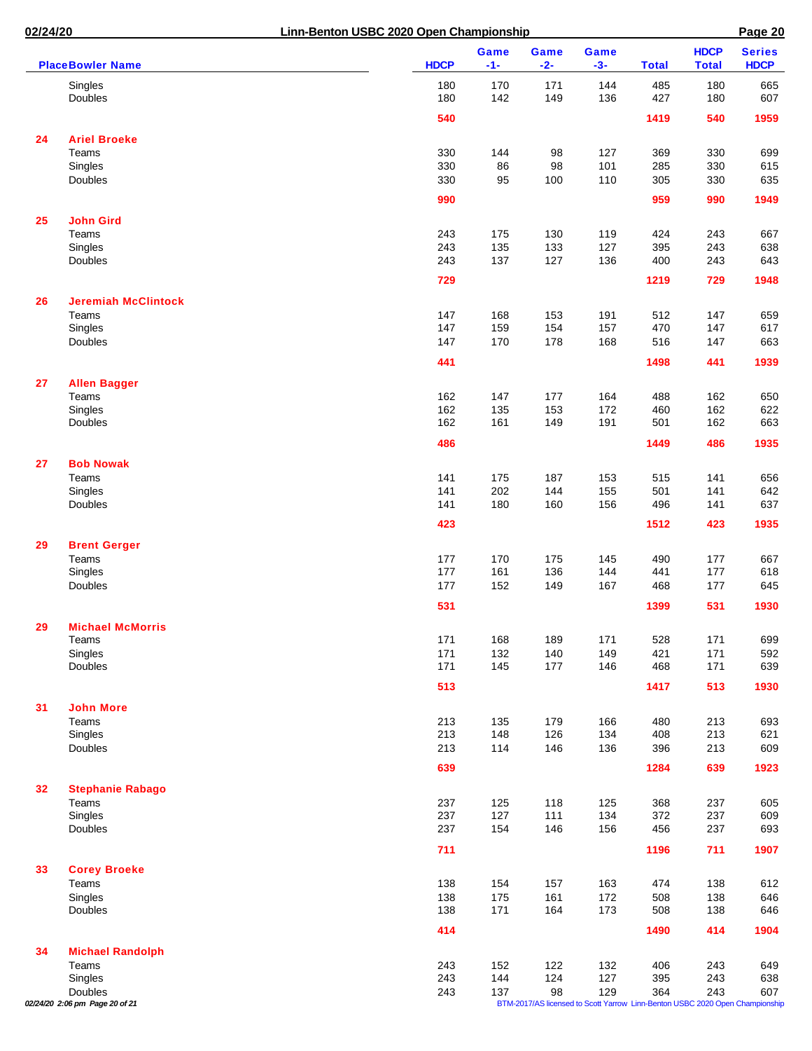| Place | Bowler Name | HDCP | Game -1- | Game -2- | Game -3- | Total | HDCP Total | Series HDCP |
|---|---|---|---|---|---|---|---|---|
| | Singles | 180 | 170 | 171 | 144 | 485 | 180 | 665 |
| | Doubles | 180 | 142 | 149 | 136 | 427 | 180 | 607 |
| | | **540** | | | | **1419** | **540** | **1959** |
| **24** | **Ariel Broeke** | | | | | | | |
| | Teams | 330 | 144 | 98 | 127 | 369 | 330 | 699 |
| | Singles | 330 | 86 | 98 | 101 | 285 | 330 | 615 |
| | Doubles | 330 | 95 | 100 | 110 | 305 | 330 | 635 |
| | | **990** | | | | **959** | **990** | **1949** |
| **25** | **John Gird** | | | | | | | |
| | Teams | 243 | 175 | 130 | 119 | 424 | 243 | 667 |
| | Singles | 243 | 135 | 133 | 127 | 395 | 243 | 638 |
| | Doubles | 243 | 137 | 127 | 136 | 400 | 243 | 643 |
| | | **729** | | | | **1219** | **729** | **1948** |
| **26** | **Jeremiah McClintock** | | | | | | | |
| | Teams | 147 | 168 | 153 | 191 | 512 | 147 | 659 |
| | Singles | 147 | 159 | 154 | 157 | 470 | 147 | 617 |
| | Doubles | 147 | 170 | 178 | 168 | 516 | 147 | 663 |
| | | **441** | | | | **1498** | **441** | **1939** |
| **27** | **Allen Bagger** | | | | | | | |
| | Teams | 162 | 147 | 177 | 164 | 488 | 162 | 650 |
| | Singles | 162 | 135 | 153 | 172 | 460 | 162 | 622 |
| | Doubles | 162 | 161 | 149 | 191 | 501 | 162 | 663 |
| | | **486** | | | | **1449** | **486** | **1935** |
| **27** | **Bob Nowak** | | | | | | | |
| | Teams | 141 | 175 | 187 | 153 | 515 | 141 | 656 |
| | Singles | 141 | 202 | 144 | 155 | 501 | 141 | 642 |
| | Doubles | 141 | 180 | 160 | 156 | 496 | 141 | 637 |
| | | **423** | | | | **1512** | **423** | **1935** |
| **29** | **Brent Gerger** | | | | | | | |
| | Teams | 177 | 170 | 175 | 145 | 490 | 177 | 667 |
| | Singles | 177 | 161 | 136 | 144 | 441 | 177 | 618 |
| | Doubles | 177 | 152 | 149 | 167 | 468 | 177 | 645 |
| | | **531** | | | | **1399** | **531** | **1930** |
| **29** | **Michael McMorris** | | | | | | | |
| | Teams | 171 | 168 | 189 | 171 | 528 | 171 | 699 |
| | Singles | 171 | 132 | 140 | 149 | 421 | 171 | 592 |
| | Doubles | 171 | 145 | 177 | 146 | 468 | 171 | 639 |
| | | **513** | | | | **1417** | **513** | **1930** |
| **31** | **John More** | | | | | | | |
| | Teams | 213 | 135 | 179 | 166 | 480 | 213 | 693 |
| | Singles | 213 | 148 | 126 | 134 | 408 | 213 | 621 |
| | Doubles | 213 | 114 | 146 | 136 | 396 | 213 | 609 |
| | | **639** | | | | **1284** | **639** | **1923** |
| **32** | **Stephanie Rabago** | | | | | | | |
| | Teams | 237 | 125 | 118 | 125 | 368 | 237 | 605 |
| | Singles | 237 | 127 | 111 | 134 | 372 | 237 | 609 |
| | Doubles | 237 | 154 | 146 | 156 | 456 | 237 | 693 |
| | | **711** | | | | **1196** | **711** | **1907** |
| **33** | **Corey Broeke** | | | | | | | |
| | Teams | 138 | 154 | 157 | 163 | 474 | 138 | 612 |
| | Singles | 138 | 175 | 161 | 172 | 508 | 138 | 646 |
| | Doubles | 138 | 171 | 164 | 173 | 508 | 138 | 646 |
| | | **414** | | | | **1490** | **414** | **1904** |
| **34** | **Michael Randolph** | | | | | | | |
| | Teams | 243 | 152 | 122 | 132 | 406 | 243 | 649 |
| | Singles | 243 | 144 | 124 | 127 | 395 | 243 | 638 |
| | Doubles | 243 | 137 | 98 | 129 | 364 | 243 | 607 |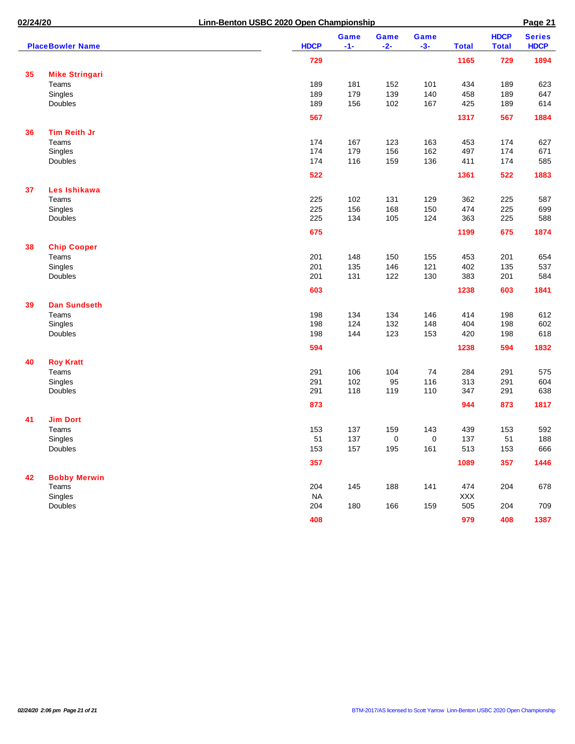Linn-Benton USBC 2020 Open Championship

| Place | Bowler Name | HDCP | Game -1- | Game -2- | Game -3- | Total | HDCP Total | Series HDCP |
|---|---|---|---|---|---|---|---|---|
| | | **729** | | | | **1165** | **729** | **1894** |
| **35** | **Mike Stringari** | | | | | | | |
| | Teams | 189 | 181 | 152 | 101 | 434 | 189 | 623 |
| | Singles | 189 | 179 | 139 | 140 | 458 | 189 | 647 |
| | Doubles | 189 | 156 | 102 | 167 | 425 | 189 | 614 |
| | | **567** | | | | **1317** | **567** | **1884** |
| **36** | **Tim Reith Jr** | | | | | | | |
| | Teams | 174 | 167 | 123 | 163 | 453 | 174 | 627 |
| | Singles | 174 | 179 | 156 | 162 | 497 | 174 | 671 |
| | Doubles | 174 | 116 | 159 | 136 | 411 | 174 | 585 |
| | | **522** | | | | **1361** | **522** | **1883** |
| **37** | **Les Ishikawa** | | | | | | | |
| | Teams | 225 | 102 | 131 | 129 | 362 | 225 | 587 |
| | Singles | 225 | 156 | 168 | 150 | 474 | 225 | 699 |
| | Doubles | 225 | 134 | 105 | 124 | 363 | 225 | 588 |
| | | **675** | | | | **1199** | **675** | **1874** |
| **38** | **Chip Cooper** | | | | | | | |
| | Teams | 201 | 148 | 150 | 155 | 453 | 201 | 654 |
| | Singles | 201 | 135 | 146 | 121 | 402 | 135 | 537 |
| | Doubles | 201 | 131 | 122 | 130 | 383 | 201 | 584 |
| | | **603** | | | | **1238** | **603** | **1841** |
| **39** | **Dan Sundseth** | | | | | | | |
| | Teams | 198 | 134 | 134 | 146 | 414 | 198 | 612 |
| | Singles | 198 | 124 | 132 | 148 | 404 | 198 | 602 |
| | Doubles | 198 | 144 | 123 | 153 | 420 | 198 | 618 |
| | | **594** | | | | **1238** | **594** | **1832** |
| **40** | **Roy Kratt** | | | | | | | |
| | Teams | 291 | 106 | 104 | 74 | 284 | 291 | 575 |
| | Singles | 291 | 102 | 95 | 116 | 313 | 291 | 604 |
| | Doubles | 291 | 118 | 119 | 110 | 347 | 291 | 638 |
| | | **873** | | | | **944** | **873** | **1817** |
| **41** | **Jim Dort** | | | | | | | |
| | Teams | 153 | 137 | 159 | 143 | 439 | 153 | 592 |
| | Singles | 51 | 137 | 0 | 0 | 137 | 51 | 188 |
| | Doubles | 153 | 157 | 195 | 161 | 513 | 153 | 666 |
| | | **357** | | | | **1089** | **357** | **1446** |
| **42** | **Bobby Merwin** | | | | | | | |
| | Teams | 204 | 145 | 188 | 141 | 474 | 204 | 678 |
| | Singles | NA | | | | XXX | | |
| | Doubles | 204 | 180 | 166 | 159 | 505 | 204 | 709 |
| | | **408** | | | | **979** | **408** | **1387** |

BTM-2017/AS licensed to Scott Yarrow Linn-Benton USBC 2020 Open Championship